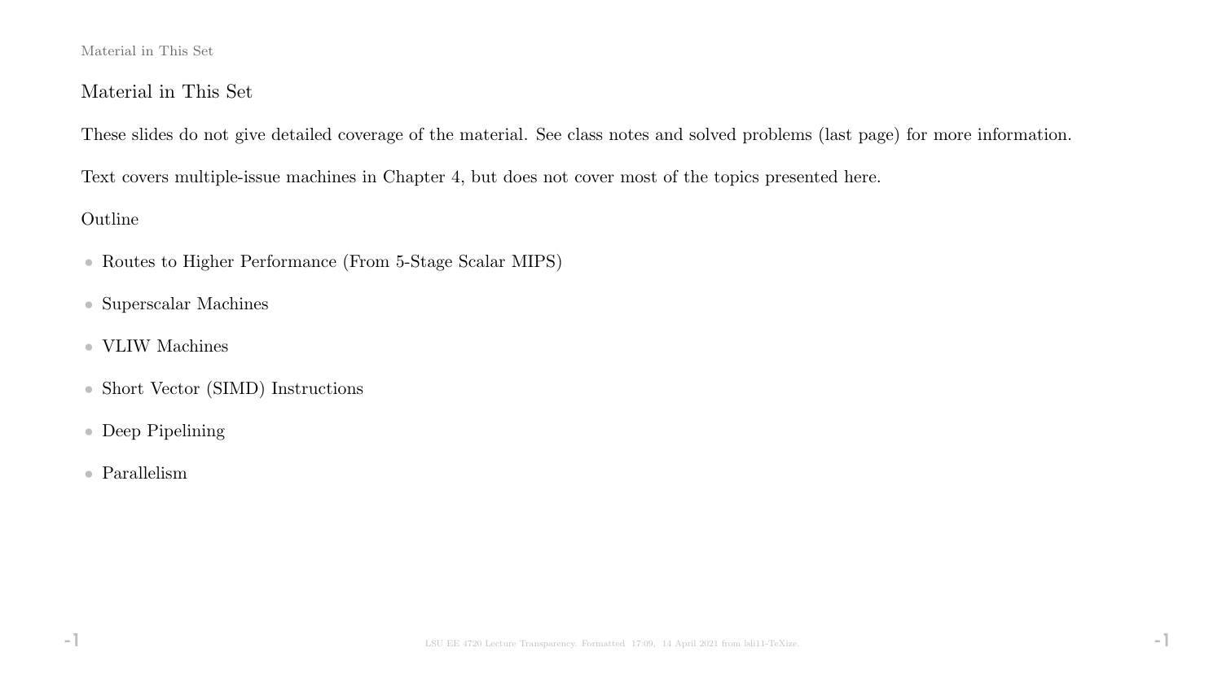## Material in This Set

These slides do not give detailed coverage of the material. See class notes and solved problems (last page) for more information.

Text covers multiple-issue machines in Chapter 4, but does not cover most of the topics presented here.

Outline

- Routes to Higher Performance (From 5-Stage Scalar MIPS)
- Superscalar Machines
- VLIW Machines
- Short Vector (SIMD) Instructions
- Deep Pipelining
- Parallelism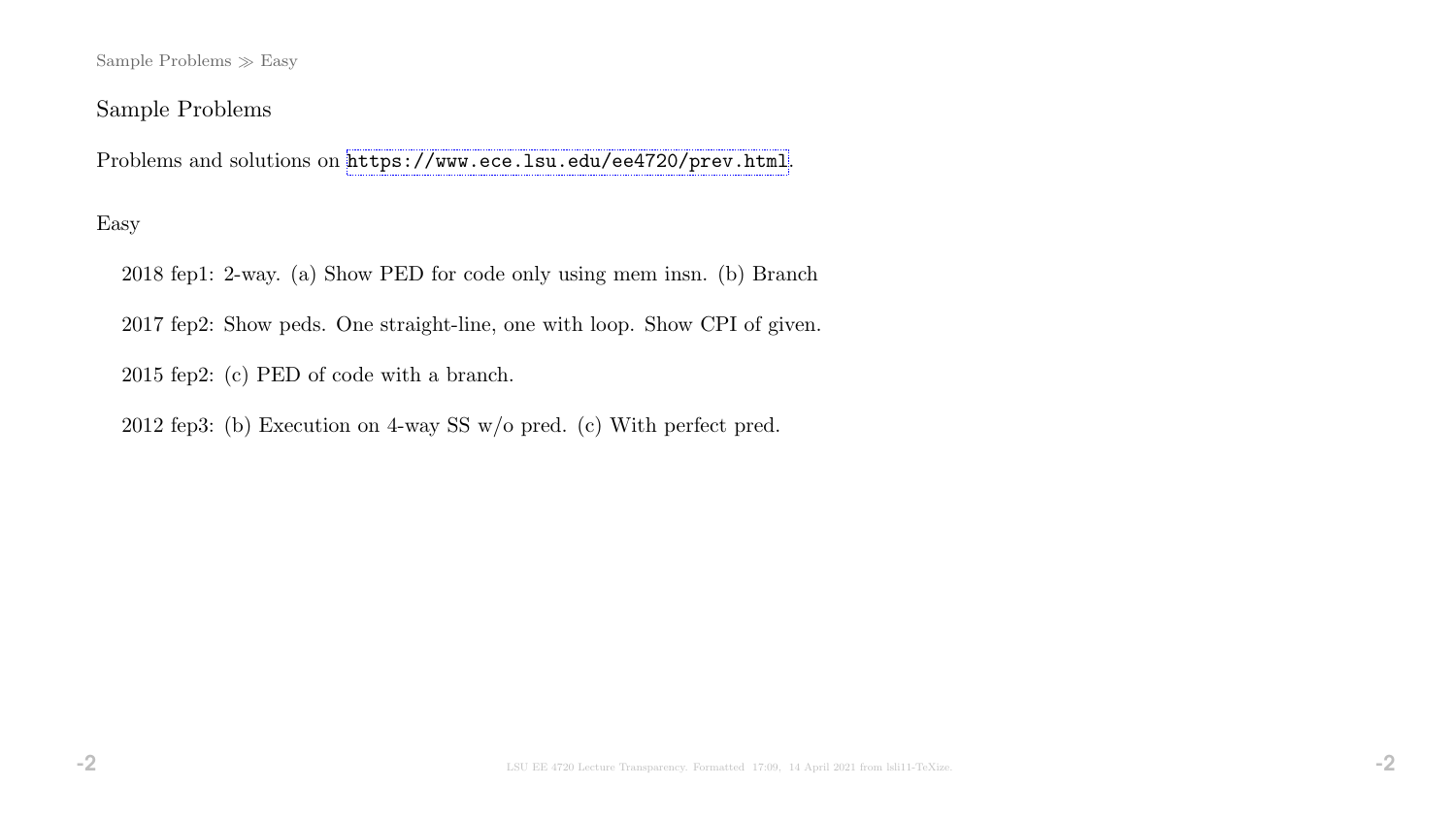## Sample Problems

Problems and solutions on https://www.ece.lsu.edu/ee4720/prev.html.

### Easy

2018 fep1: 2-way. (a) Show PED for code only using mem insn. (b) Branch

2017 fep2: Show peds. One straight-line, one with loop. Show CPI of given.

2015 fep2: (c) PED of code with a branch.

2012 fep3: (b) Execution on 4-way SS w/o pred. (c) With perfect pred.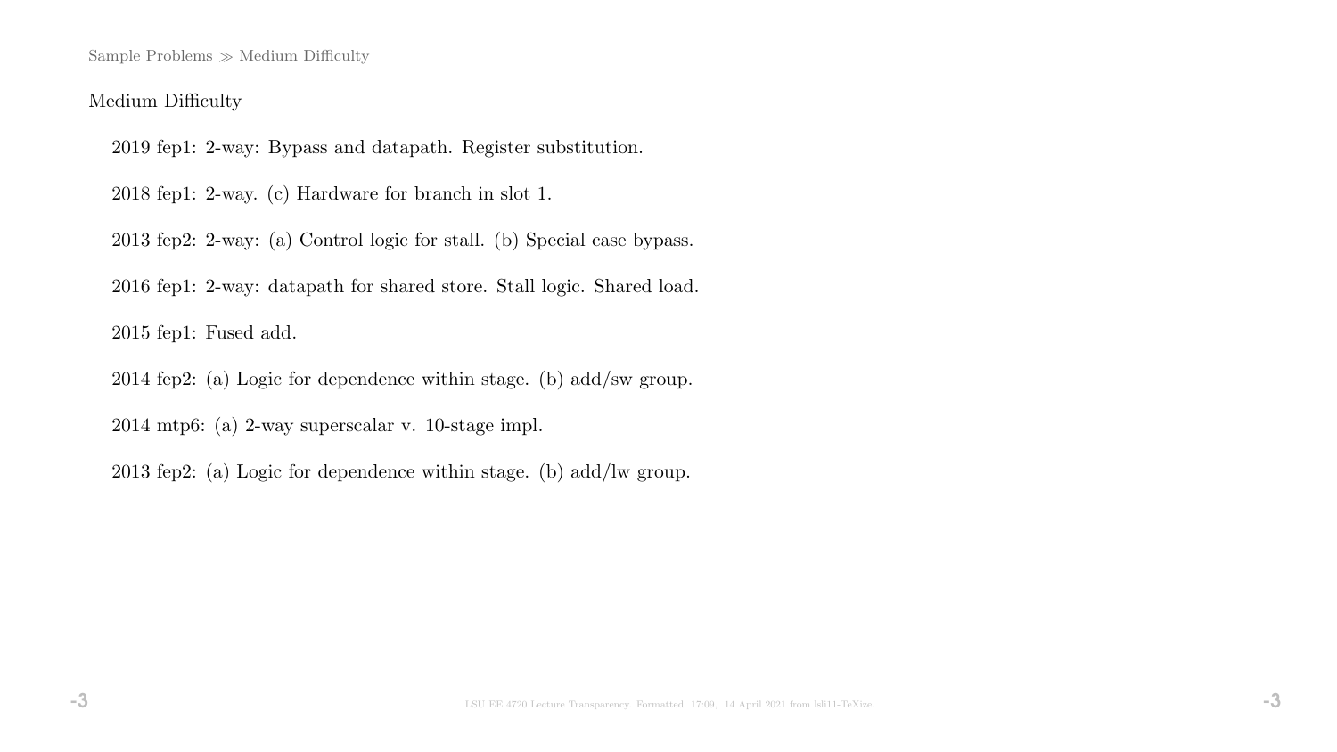## Medium Difficulty

2019 fep1: 2-way: Bypass and datapath. Register substitution.

2018 fep1: 2-way. (c) Hardware for branch in slot 1.

2013 fep2: 2-way: (a) Control logic for stall. (b) Special case bypass.

2016 fep1: 2-way: datapath for shared store. Stall logic. Shared load.

2015 fep1: Fused add.

2014 fep2: (a) Logic for dependence within stage. (b) add/sw group.

2014 mtp6: (a) 2-way superscalar v. 10-stage impl.

2013 fep2: (a) Logic for dependence within stage. (b) add/lw group.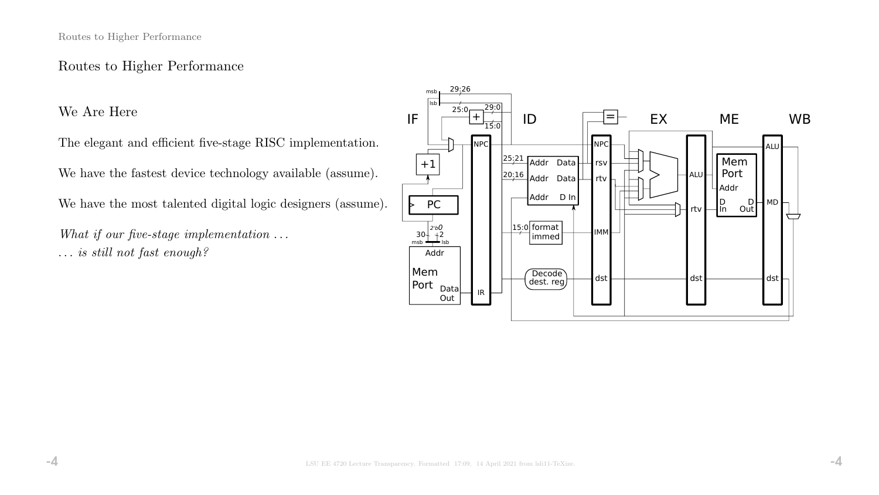# Routes to Higher Performance

## We Are Here

The elegant and efficient five-stage RISC implementation.

We have the fastest device technology available (assume).

We have the most talented digital logic designers (assume).

*What if our five-stage implementation . . .*

*. . . is still not fast enough?*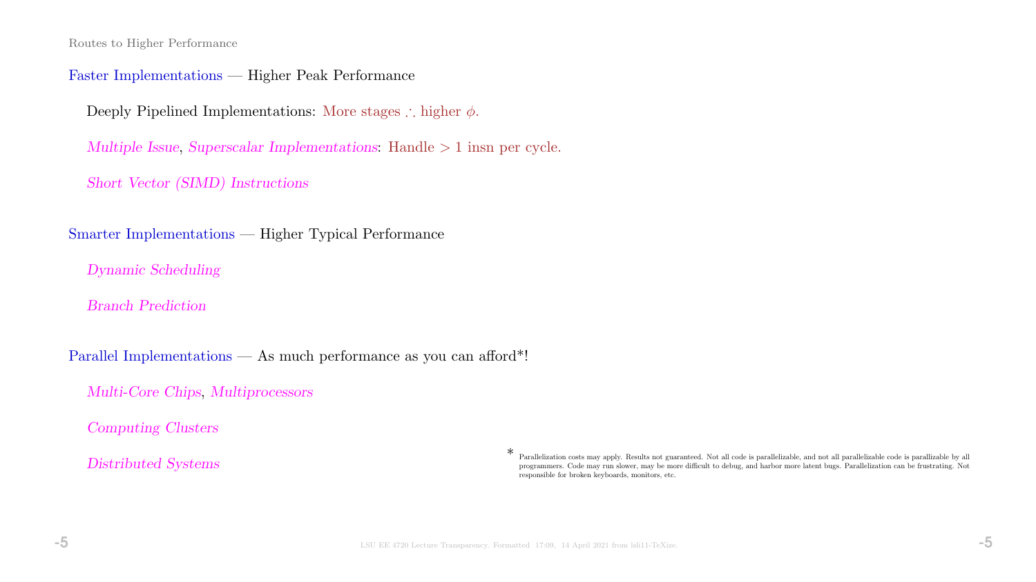## Routes to Higher Performance

**Faster Implementations** — Higher Peak Performance

- Deeply Pipelined Implementations: More stages $\therefore$ higher $\phi$.
- *Multiple Issue*, *Superscalar Implementations*: Handle $> 1$ insn per cycle.
- *Short Vector (SIMD) Instructions*

**Smarter Implementations** — Higher Typical Performance

- *Dynamic Scheduling*
- *Branch Prediction*

**Parallel Implementations** — As much performance as you can afford*!

- *Multi-Core Chips*, *Multiprocessors*
- *Computing Clusters*
- *Distributed Systems*

* Parallelization costs may apply. Results not guaranteed. Not all code is parallelizable, and not all parallelizable code is parallizable by all programmers. Code may run slower, may be more difficult to debug, and harbor more latent bugs. Parallelization can be frustrating. Not responsible for broken keyboards, monitors, etc.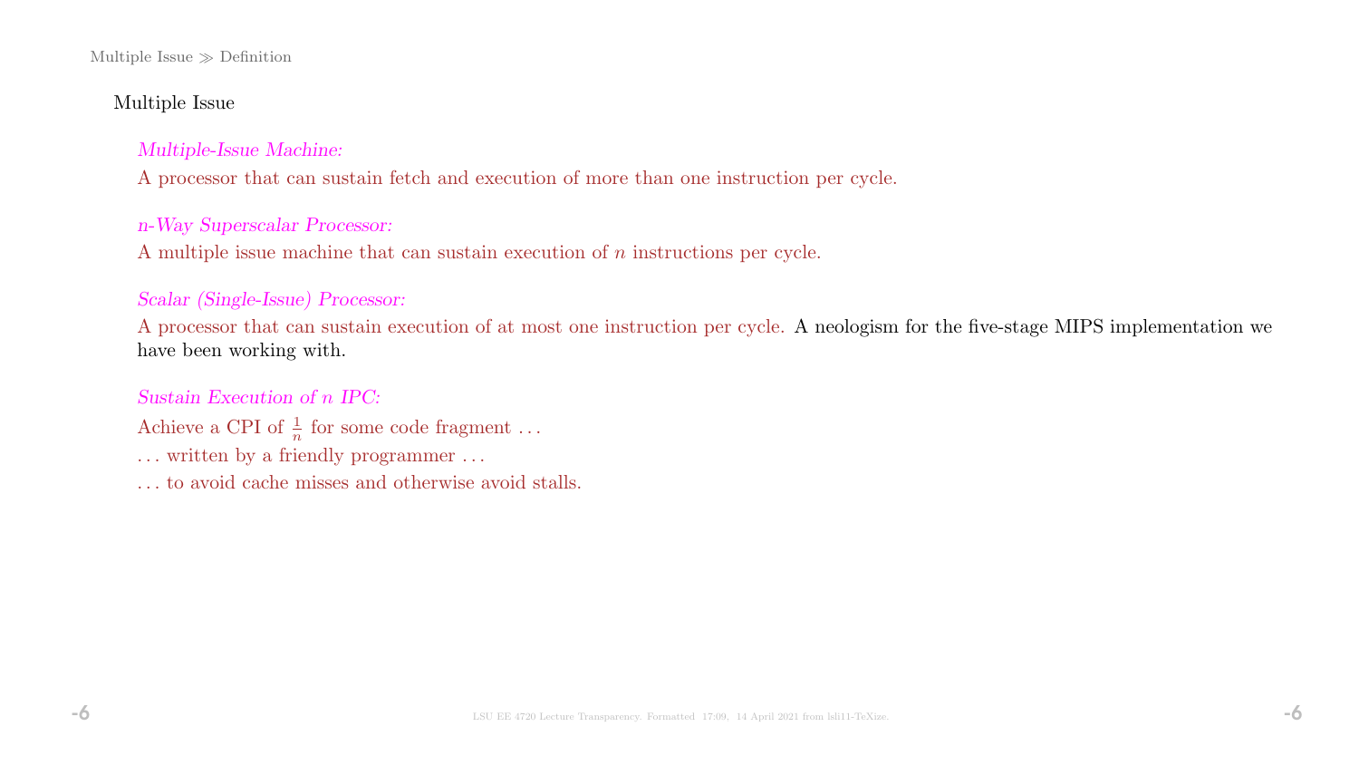## Multiple Issue

*Multiple-Issue Machine:*

A processor that can sustain fetch and execution of more than one instruction per cycle.

*$n$-Way Superscalar Processor:*

A multiple issue machine that can sustain execution of $n$ instructions per cycle.

*Scalar (Single-Issue) Processor:*

A processor that can sustain execution of at most one instruction per cycle. A neologism for the five-stage MIPS implementation we have been working with.

*Sustain Execution of $n$ IPC:*

Achieve a CPI of $\frac{1}{n}$ for some code fragment ...

... written by a friendly programmer ...

... to avoid cache misses and otherwise avoid stalls.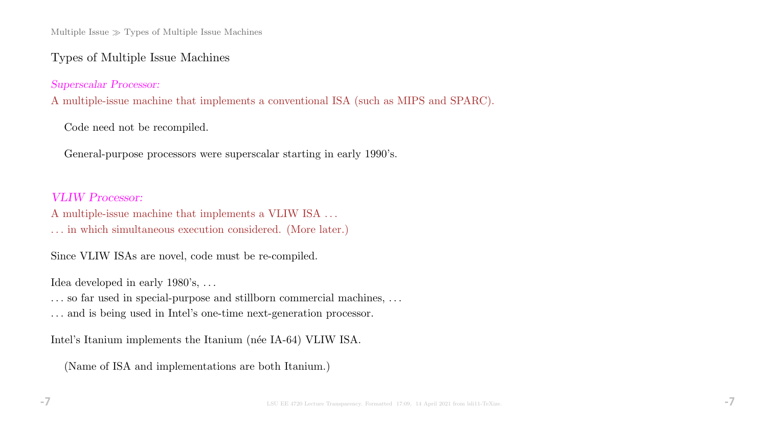## Types of Multiple Issue Machines

*Superscalar Processor:*

A multiple-issue machine that implements a conventional ISA (such as MIPS and SPARC).

Code need not be recompiled.

General-purpose processors were superscalar starting in early 1990's.

*VLIW Processor:*

A multiple-issue machine that implements a VLIW ISA . . .

. . . in which simultaneous execution considered. (More later.)

Since VLIW ISAs are novel, code must be re-compiled.

Idea developed in early 1980's, . . .

. . . so far used in special-purpose and stillborn commercial machines, . . .

. . . and is being used in Intel's one-time next-generation processor.

Intel's Itanium implements the Itanium (née IA-64) VLIW ISA.

(Name of ISA and implementations are both Itanium.)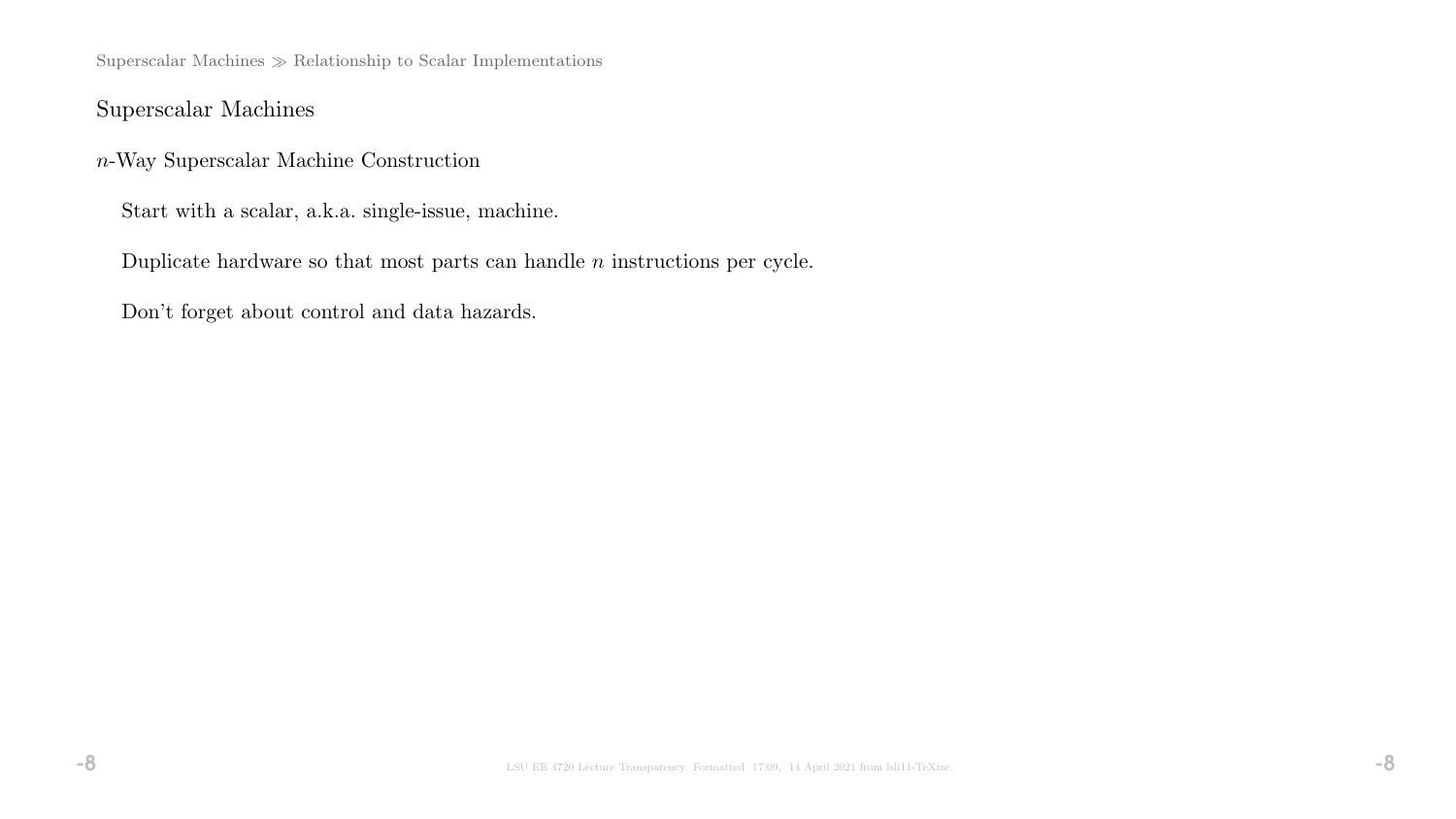# Superscalar Machines

## $n$-Way Superscalar Machine Construction

Start with a scalar, a.k.a. single-issue, machine.

Duplicate hardware so that most parts can handle $n$ instructions per cycle.

Don't forget about control and data hazards.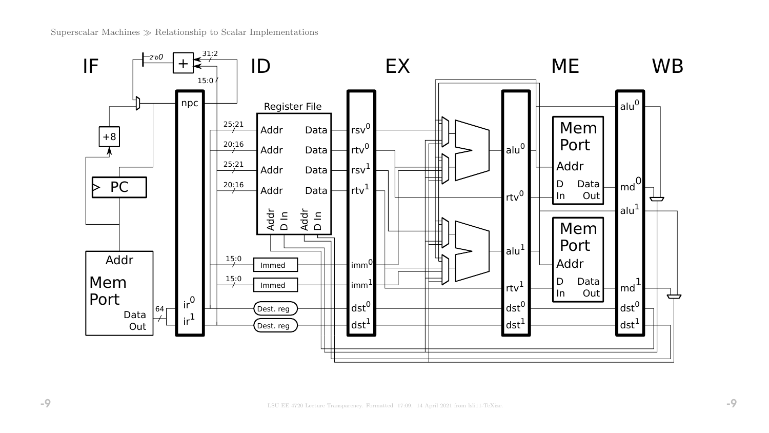IF ID EX ME WB

npc

Register File

| | |
|---|---|
| 25:21 Addr | Data rsv$^0$ |
| 20:16 Addr | Data rtv$^0$ |
| 25:21 Addr | Data rsv$^1$ |
| 20:16 Addr | Data rtv$^1$ |

Addr D In Addr D In

+8

PC

Addr

Mem Port

Data Out

64

ir$^0$

ir$^1$

15:0 Immed imm$^0$

15:0 Immed imm$^1$

Dest. reg dst$^0$

Dest. reg dst$^1$

alu$^0$ rtv$^0$ alu$^1$ rtv$^1$ dst$^0$ dst$^1$

Mem Port Addr D In Data Out

Mem Port Addr D In Data Out

alu$^0$ md$^0$ alu$^1$ md$^1$ dst$^0$ dst$^1$

2'b0 31:2 15:0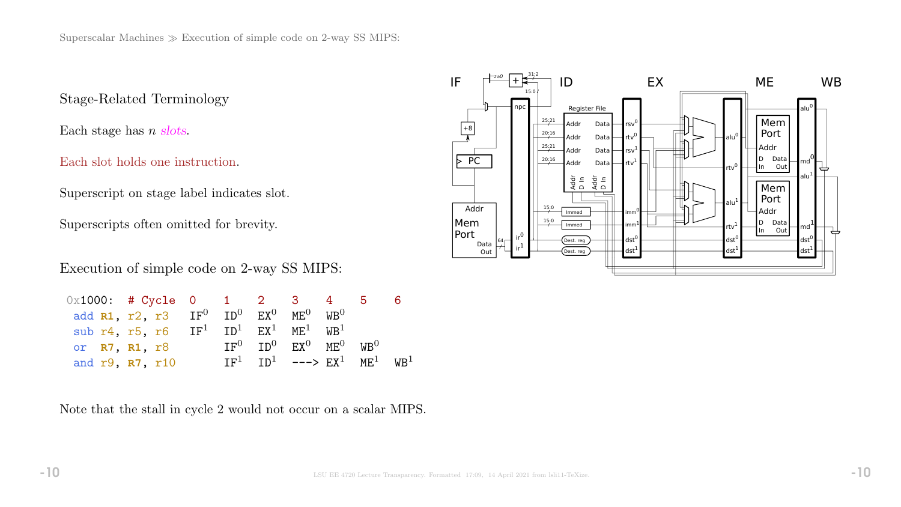## Stage-Related Terminology

Each stage has $n$ *slots*.

Each slot holds one instruction.

Superscript on stage label indicates slot.

Superscripts often omitted for brevity.

## Execution of simple code on 2-way SS MIPS:

```
0x1000:  # Cycle  0     1     2     3     4     5     6
 add R1, r2, r3   IF0   ID0   EX0   ME0   WB0
 sub r4, r5, r6   IF1   ID1   EX1   ME1   WB1
 or  R7, R1, r8         IF0   ID0   EX0   ME0   WB0
 and r9, R7, r10        IF1   ID1   ---> EX1  ME1   WB1
```

Note that the stall in cycle 2 would not occur on a scalar MIPS.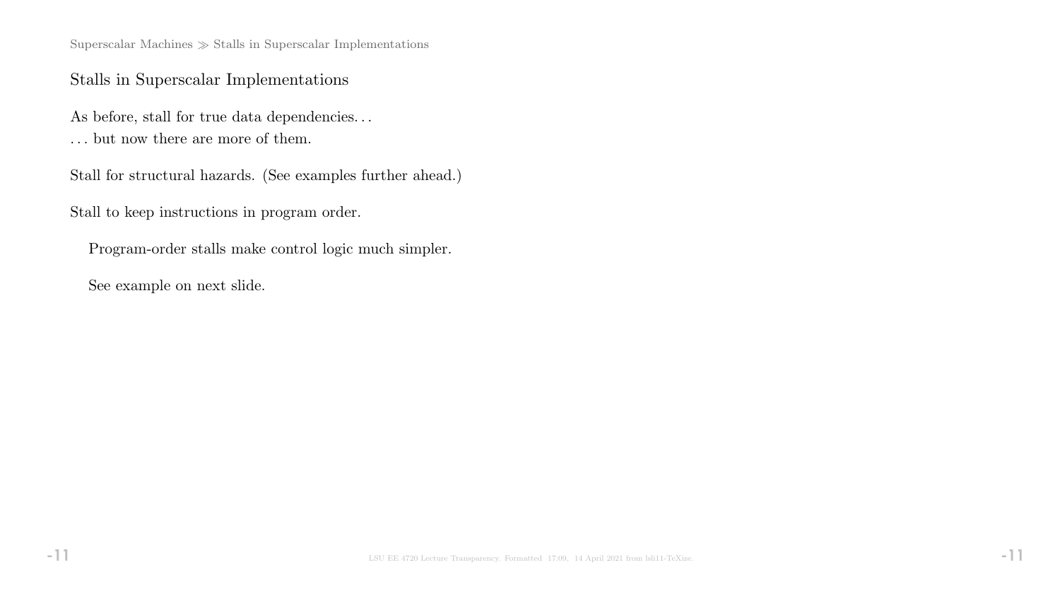## Stalls in Superscalar Implementations

As before, stall for true data dependencies. . .
. . . but now there are more of them.

Stall for structural hazards. (See examples further ahead.)

Stall to keep instructions in program order.

Program-order stalls make control logic much simpler.

See example on next slide.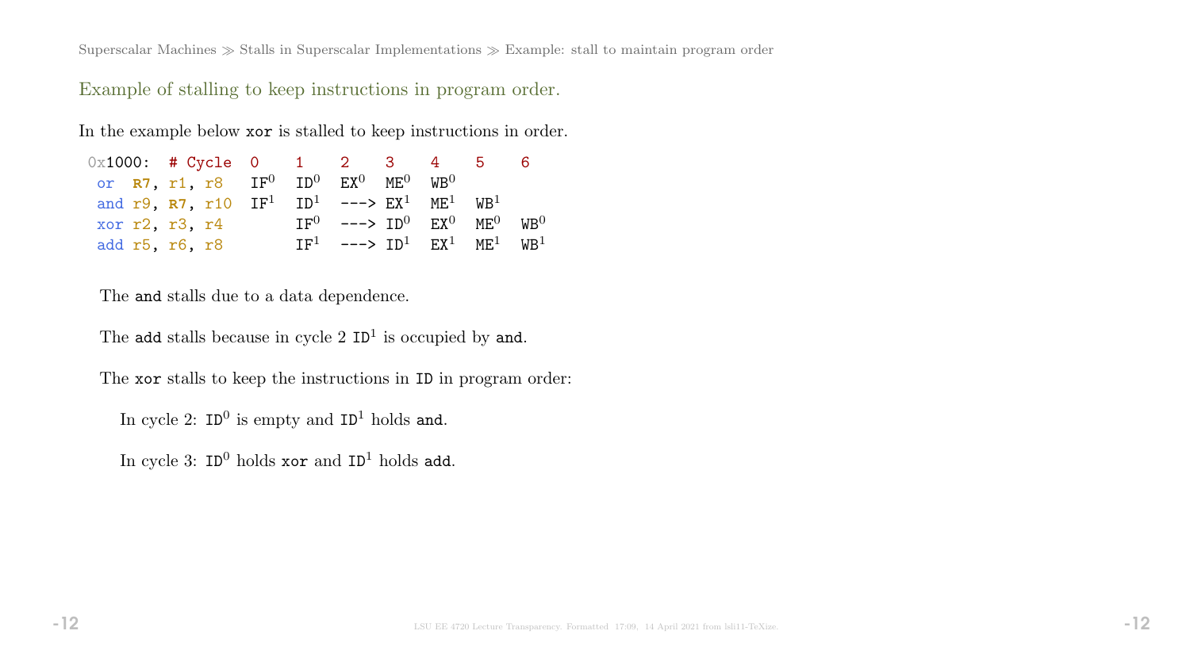## Example of stalling to keep instructions in program order.

In the example below `xor` is stalled to keep instructions in order.

```
0x1000: # Cycle  0    1    2    3    4    5    6
 or  R7, r1, r8   IF0  ID0  EX0  ME0  WB0
 and r9, R7, r10  IF1  ID1  ---> EX1  ME1  WB1
 xor r2, r3, r4        IF0  ---> ID0  EX0  ME0  WB0
 add r5, r6, r8        IF1  ---> ID1  EX1  ME1  WB1
```

The `and` stalls due to a data dependence.

The `add` stalls because in cycle 2 `ID`$^1$ is occupied by `and`.

The `xor` stalls to keep the instructions in `ID` in program order:

In cycle 2: `ID`$^0$ is empty and `ID`$^1$ holds `and`.

In cycle 3: `ID`$^0$ holds `xor` and `ID`$^1$ holds `add`.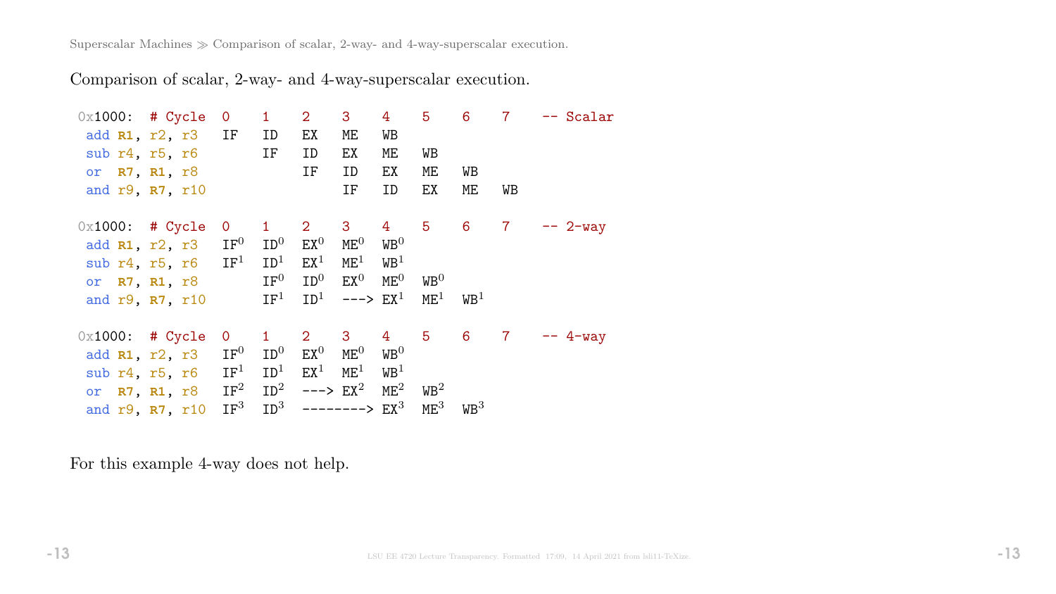Comparison of scalar, 2-way- and 4-way-superscalar execution.

```
0x1000: # Cycle  0    1    2    3    4    5    6    7    -- Scalar
 add R1, r2, r3  IF   ID   EX   ME   WB
 sub r4, r5, r6       IF   ID   EX   ME   WB
 or  R7, R1, r8            IF   ID   EX   ME   WB
 and r9, R7, r10                IF   ID   EX   ME   WB

0x1000: # Cycle  0    1    2    3    4    5    6    7    -- 2-way
 add R1, r2, r3  IF0  ID0  EX0  ME0  WB0
 sub r4, r5, r6  IF1  ID1  EX1  ME1  WB1
 or  R7, R1, r8       IF0  ID0  EX0  ME0  WB0
 and r9, R7, r10      IF1  ID1  ---> EX1  ME1  WB1

0x1000: # Cycle  0    1    2    3    4    5    6    7    -- 4-way
 add R1, r2, r3  IF0  ID0  EX0  ME0  WB0
 sub r4, r5, r6  IF1  ID1  EX1  ME1  WB1
 or  R7, R1, r8  IF2  ID2  ---> EX2  ME2  WB2
 and r9, R7, r10 IF3  ID3  --------> EX3  ME3  WB3
```

For this example 4-way does not help.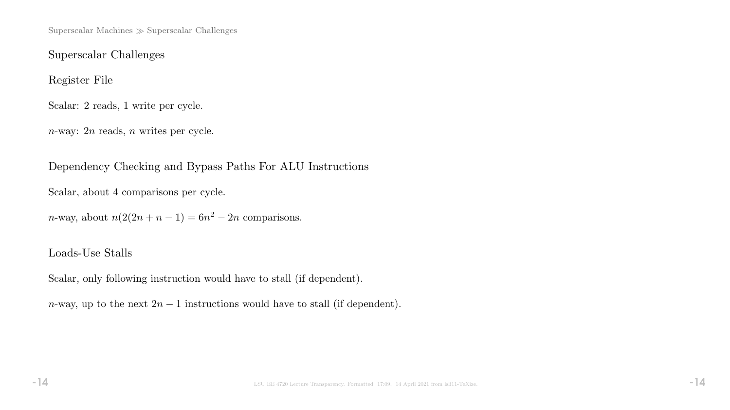## Superscalar Challenges

### Register File

Scalar: 2 reads, 1 write per cycle.

$n$-way: $2n$ reads, $n$ writes per cycle.

### Dependency Checking and Bypass Paths For ALU Instructions

Scalar, about 4 comparisons per cycle.

$n$-way, about $n(2(2n + n - 1) = 6n^2 - 2n$ comparisons.

### Loads-Use Stalls

Scalar, only following instruction would have to stall (if dependent).

$n$-way, up to the next $2n - 1$ instructions would have to stall (if dependent).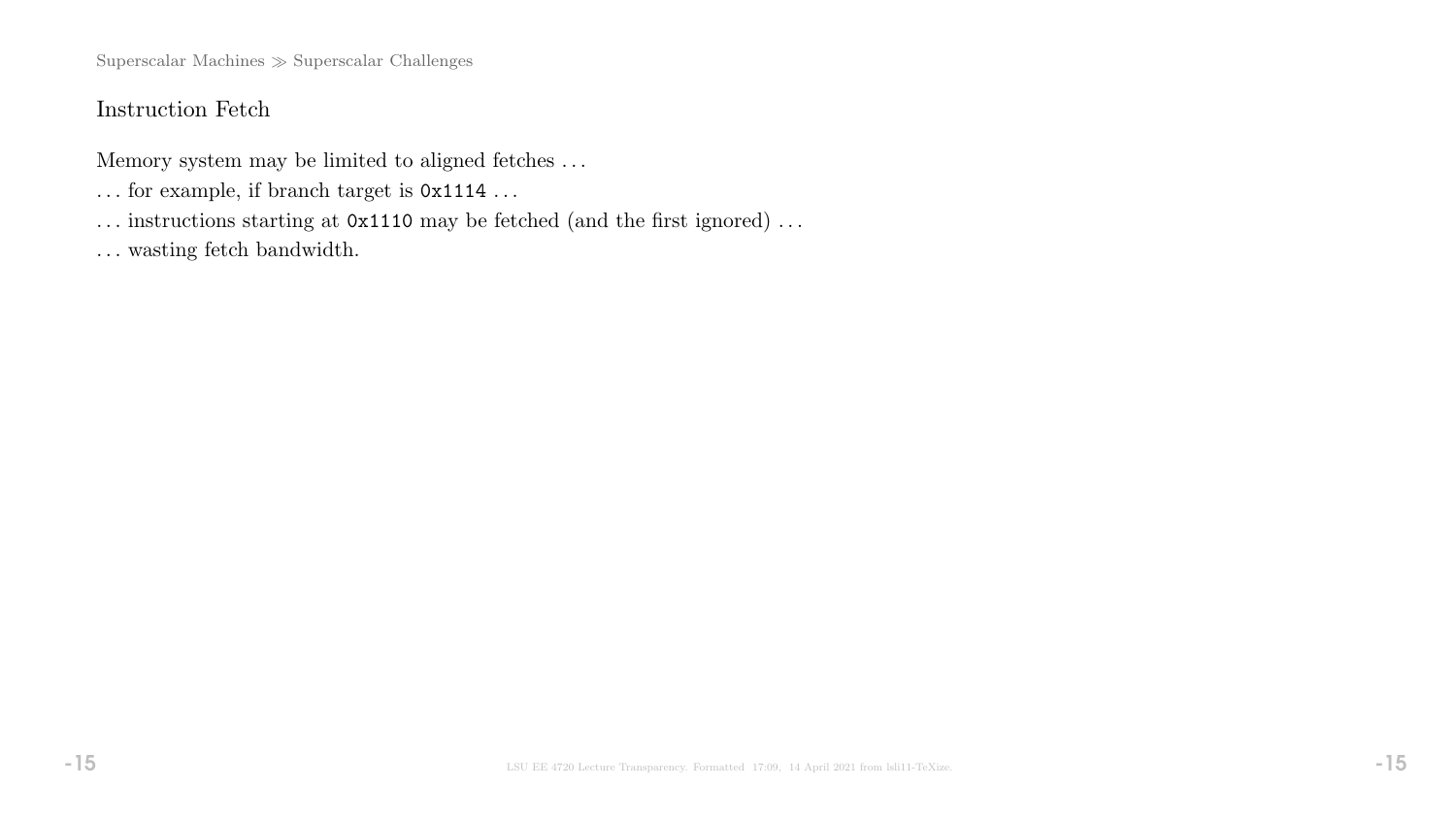## Instruction Fetch

Memory system may be limited to aligned fetches . . .

. . . for example, if branch target is `0x1114` . . .

. . . instructions starting at `0x1110` may be fetched (and the first ignored) . . .

. . . wasting fetch bandwidth.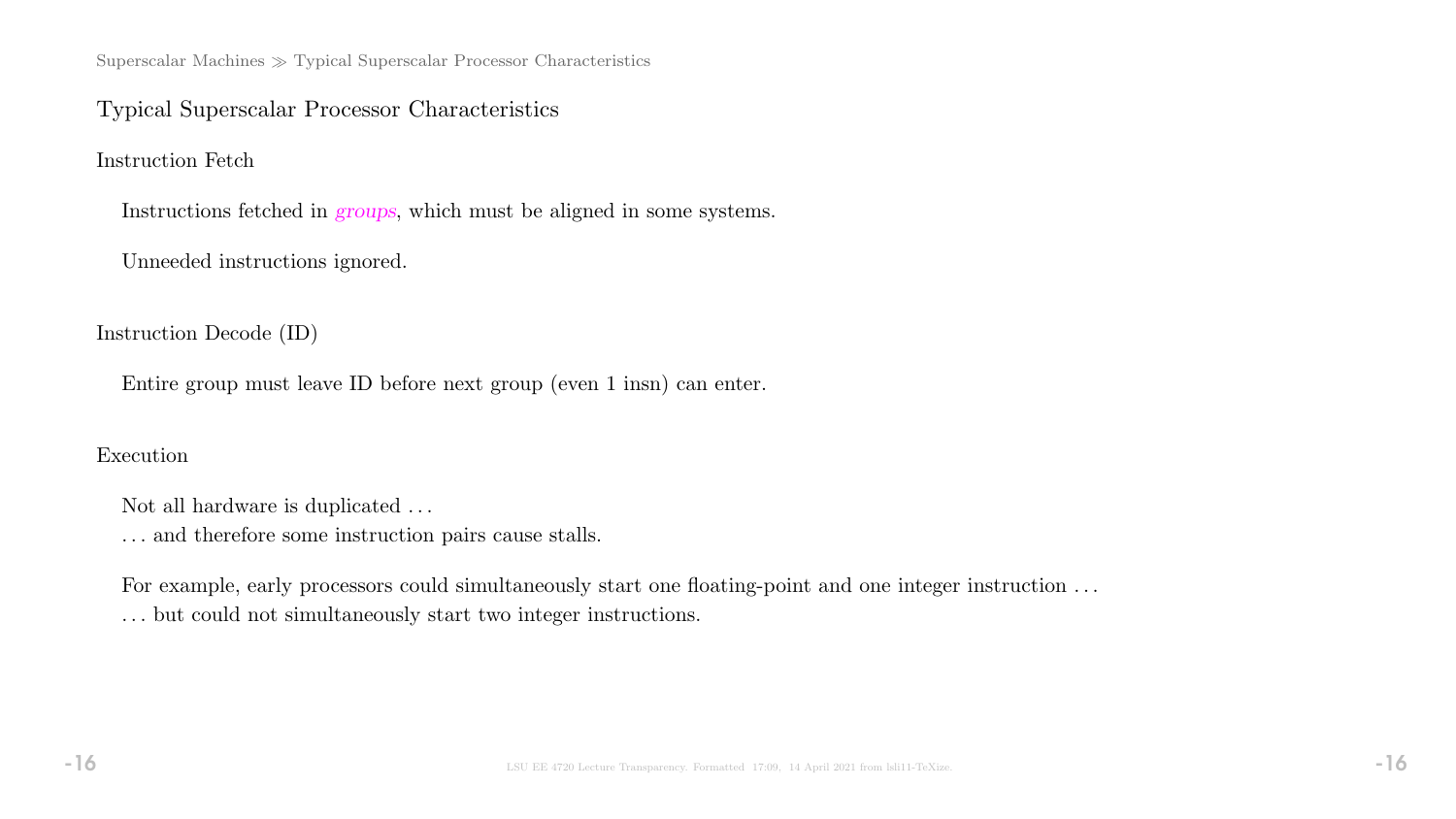## Typical Superscalar Processor Characteristics

### Instruction Fetch

Instructions fetched in *groups*, which must be aligned in some systems.

Unneeded instructions ignored.

### Instruction Decode (ID)

Entire group must leave ID before next group (even 1 insn) can enter.

### Execution

Not all hardware is duplicated . . .
. . . and therefore some instruction pairs cause stalls.

For example, early processors could simultaneously start one floating-point and one integer instruction . . .
. . . but could not simultaneously start two integer instructions.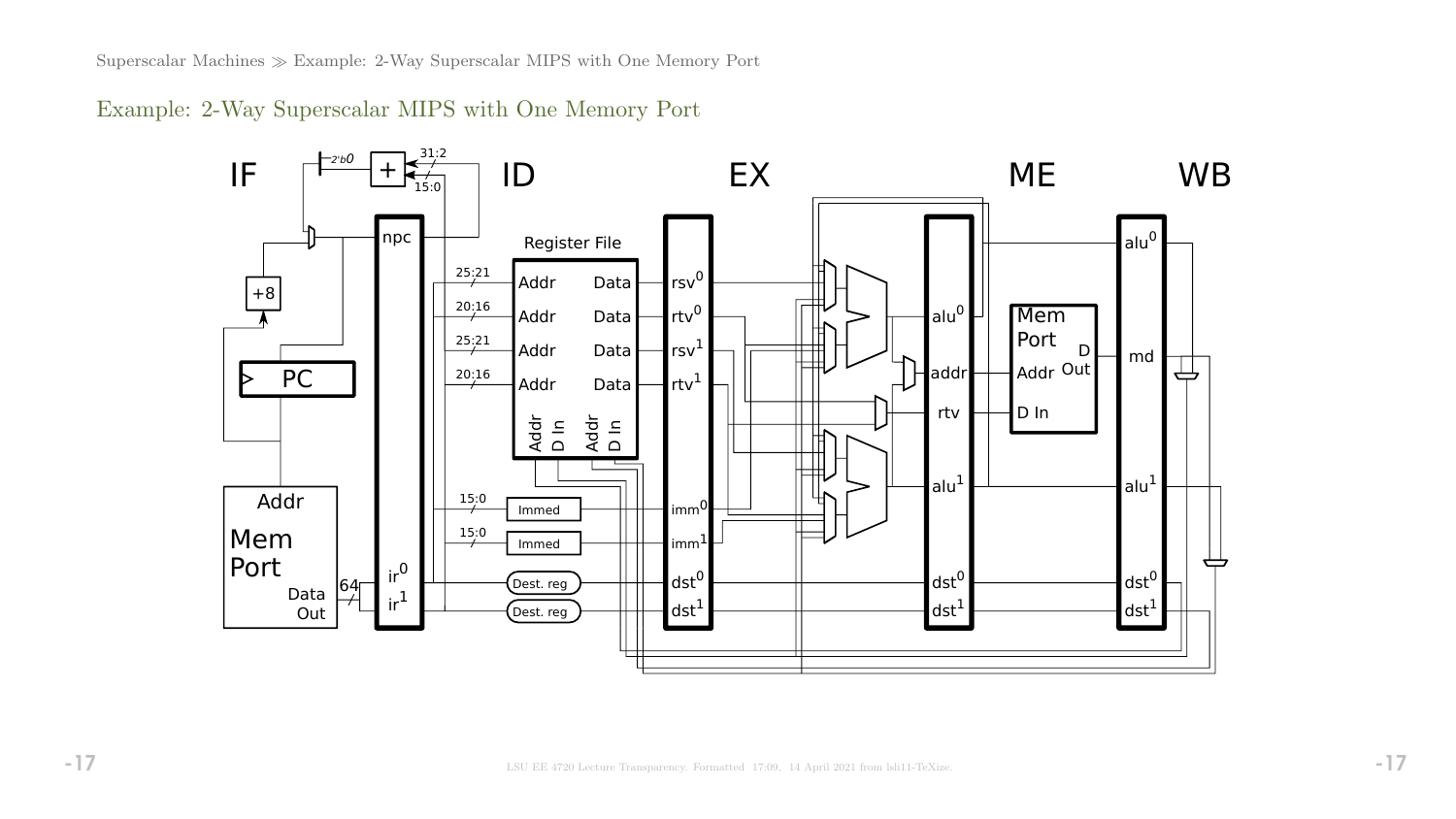## Example: 2-Way Superscalar MIPS with One Memory Port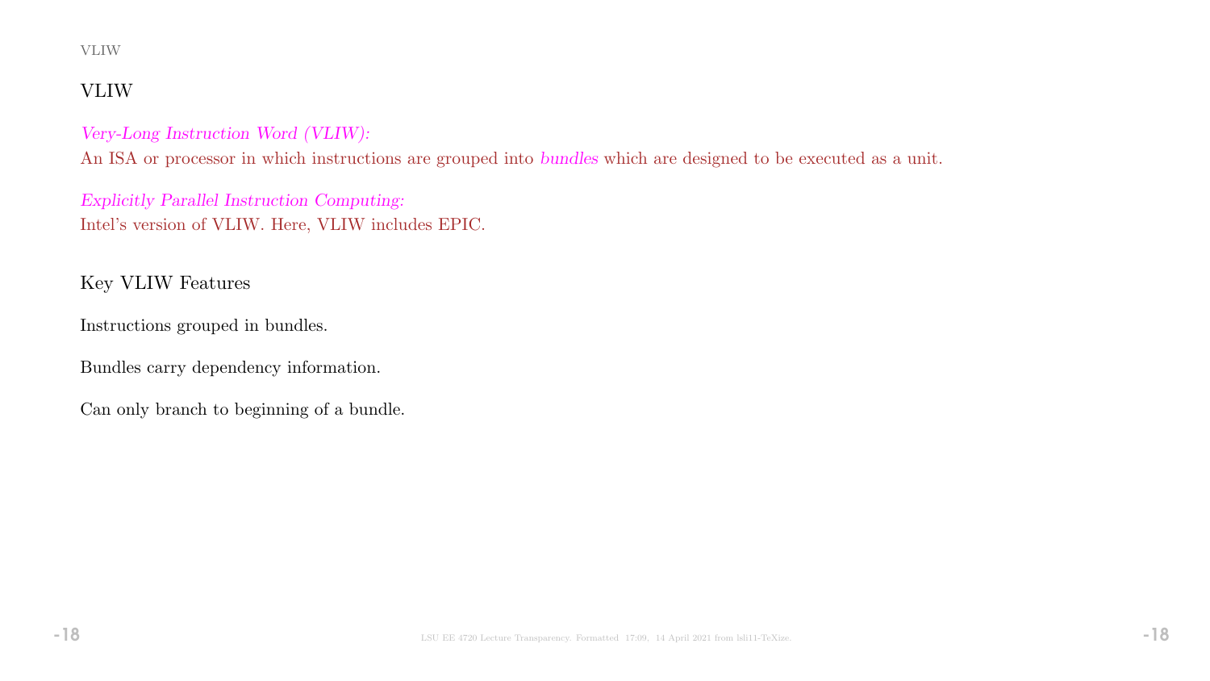## VLIW

*Very-Long Instruction Word (VLIW):*
An ISA or processor in which instructions are grouped into *bundles* which are designed to be executed as a unit.

*Explicitly Parallel Instruction Computing:*
Intel's version of VLIW. Here, VLIW includes EPIC.

### Key VLIW Features

Instructions grouped in bundles.

Bundles carry dependency information.

Can only branch to beginning of a bundle.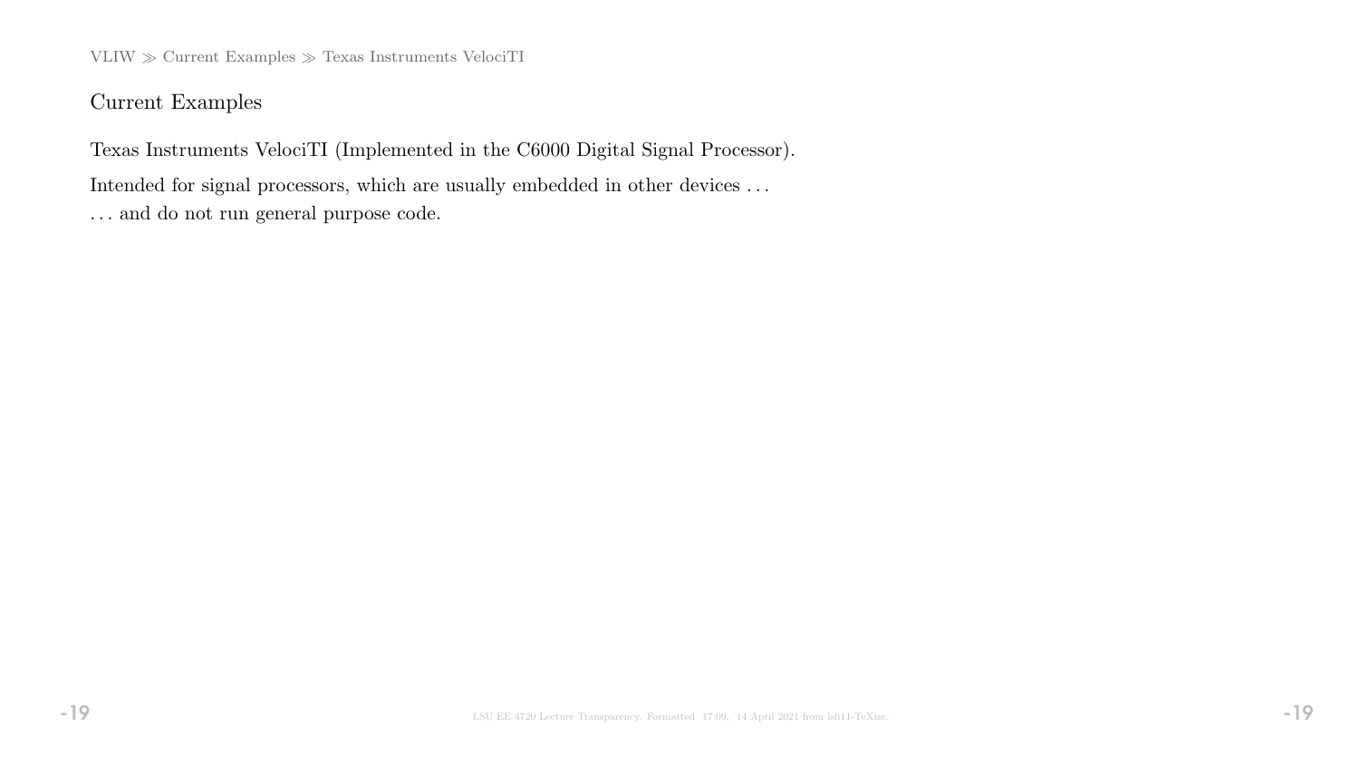## Current Examples

Texas Instruments VelociTI (Implemented in the C6000 Digital Signal Processor).

Intended for signal processors, which are usually embedded in other devices ...

... and do not run general purpose code.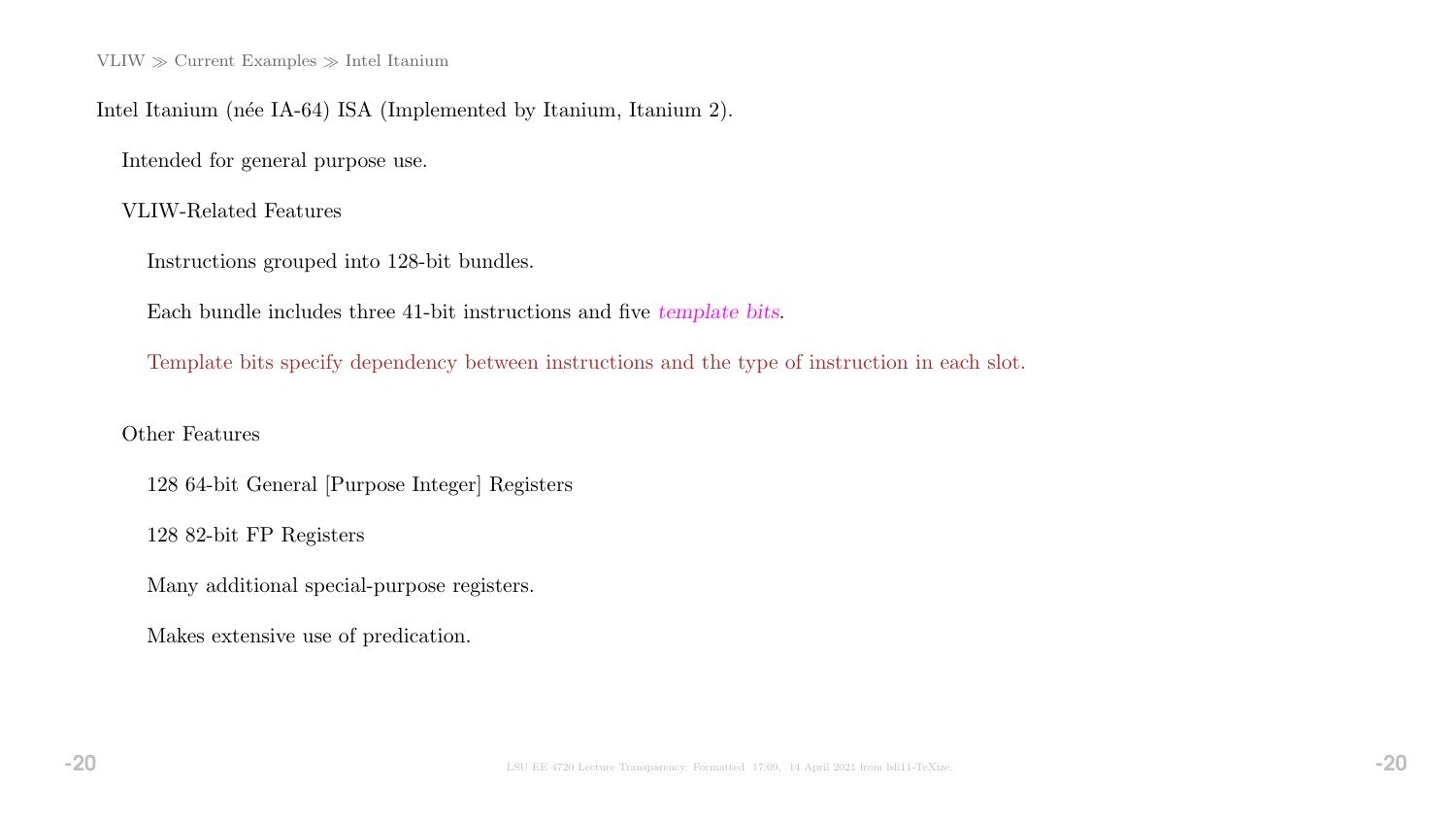VLIW ≫ Current Examples ≫ Intel Itanium

Intel Itanium (née IA-64) ISA (Implemented by Itanium, Itanium 2).

Intended for general purpose use.

VLIW-Related Features

- Instructions grouped into 128-bit bundles.
- Each bundle includes three 41-bit instructions and five *template bits*.
- Template bits specify dependency between instructions and the type of instruction in each slot.

Other Features

- 128 64-bit General [Purpose Integer] Registers
- 128 82-bit FP Registers
- Many additional special-purpose registers.
- Makes extensive use of predication.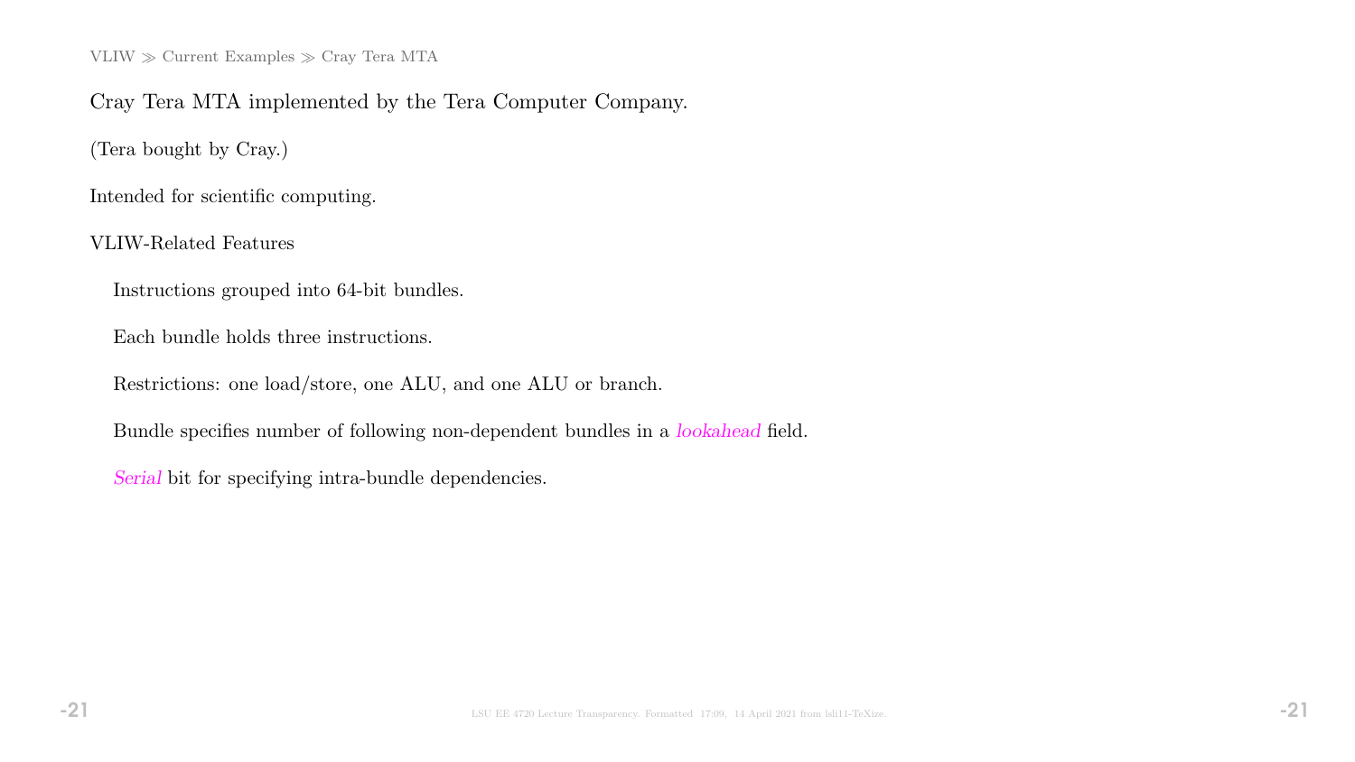VLIW ≫ Current Examples ≫ Cray Tera MTA

Cray Tera MTA implemented by the Tera Computer Company.

(Tera bought by Cray.)

Intended for scientific computing.

VLIW-Related Features

- Instructions grouped into 64-bit bundles.
- Each bundle holds three instructions.
- Restrictions: one load/store, one ALU, and one ALU or branch.
- Bundle specifies number of following non-dependent bundles in a *lookahead* field.
- *Serial* bit for specifying intra-bundle dependencies.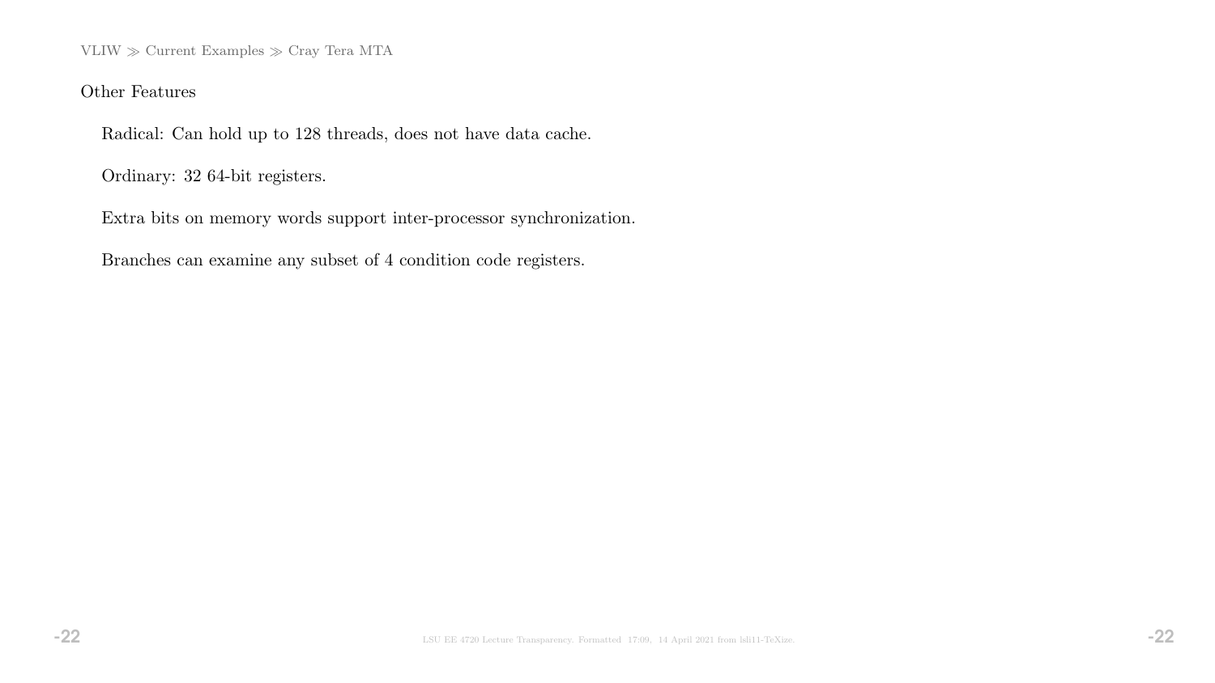VLIW ≫ Current Examples ≫ Cray Tera MTA

Other Features

Radical: Can hold up to 128 threads, does not have data cache.

Ordinary: 32 64-bit registers.

Extra bits on memory words support inter-processor synchronization.

Branches can examine any subset of 4 condition code registers.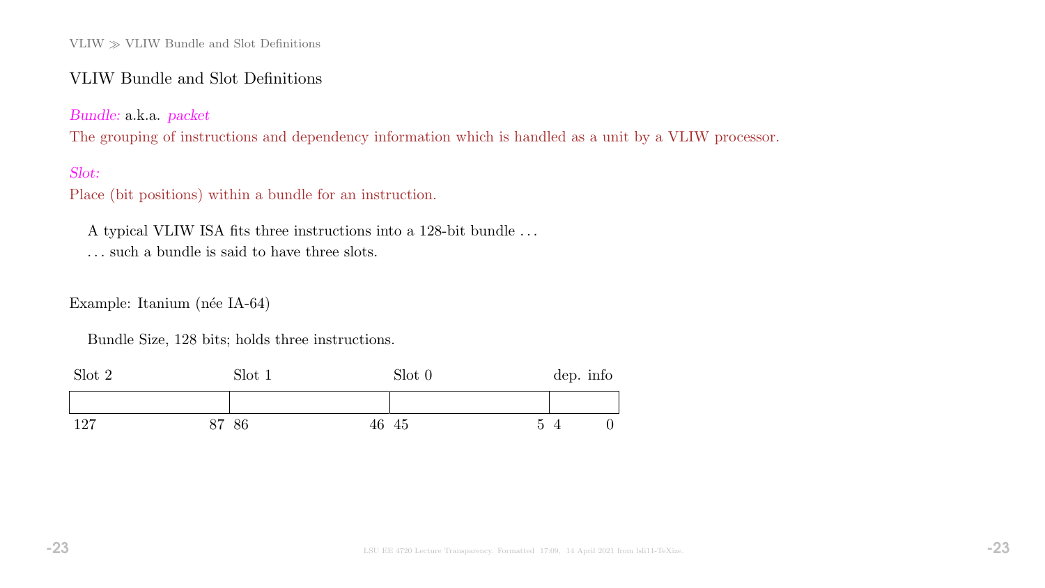## VLIW Bundle and Slot Definitions

*Bundle:* a.k.a. *packet*

The grouping of instructions and dependency information which is handled as a unit by a VLIW processor.

*Slot:*

Place (bit positions) within a bundle for an instruction.

A typical VLIW ISA fits three instructions into a 128-bit bundle ...

... such a bundle is said to have three slots.

Example: Itanium (née IA-64)

Bundle Size, 128 bits; holds three instructions.

| Slot 2 | Slot 1 | Slot 0 | dep. info |
|---|---|---|---|
| 127 — 87 | 86 — 46 | 45 — 5 | 4 — 0 |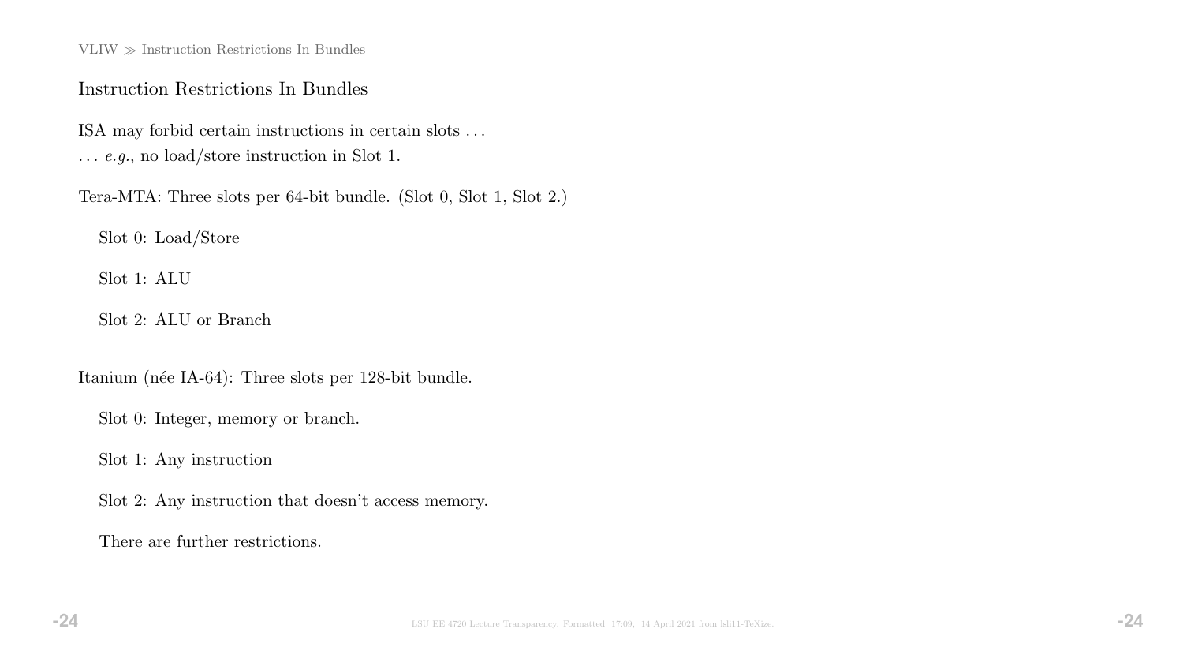## Instruction Restrictions In Bundles

ISA may forbid certain instructions in certain slots . . .
. . . *e.g.*, no load/store instruction in Slot 1.

Tera-MTA: Three slots per 64-bit bundle. (Slot 0, Slot 1, Slot 2.)

Slot 0: Load/Store

Slot 1: ALU

Slot 2: ALU or Branch

Itanium (née IA-64): Three slots per 128-bit bundle.

Slot 0: Integer, memory or branch.

Slot 1: Any instruction

Slot 2: Any instruction that doesn't access memory.

There are further restrictions.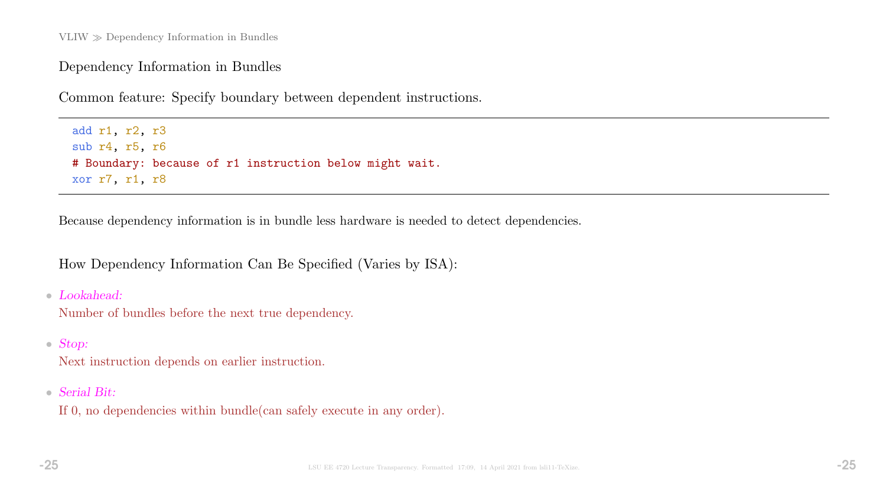## Dependency Information in Bundles

Common feature: Specify boundary between dependent instructions.

```
add r1, r2, r3
sub r4, r5, r6
# Boundary: because of r1 instruction below might wait.
xor r7, r1, r8
```

Because dependency information is in bundle less hardware is needed to detect dependencies.

How Dependency Information Can Be Specified (Varies by ISA):

- *Lookahead:*
  Number of bundles before the next true dependency.

- *Stop:*
  Next instruction depends on earlier instruction.

- *Serial Bit:*
  If 0, no dependencies within bundle(can safely execute in any order).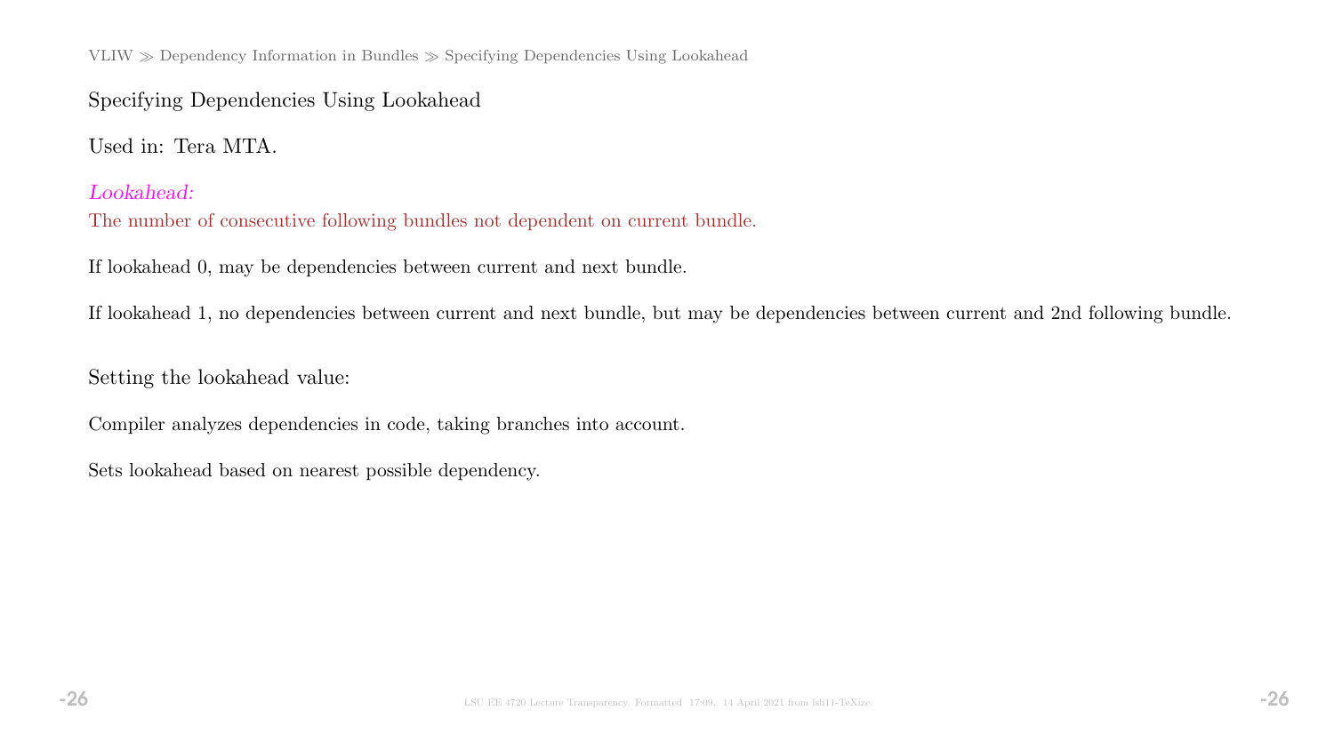## Specifying Dependencies Using Lookahead

Used in: Tera MTA.

*Lookahead:*
The number of consecutive following bundles not dependent on current bundle.

If lookahead 0, may be dependencies between current and next bundle.

If lookahead 1, no dependencies between current and next bundle, but may be dependencies between current and 2nd following bundle.

Setting the lookahead value:

Compiler analyzes dependencies in code, taking branches into account.

Sets lookahead based on nearest possible dependency.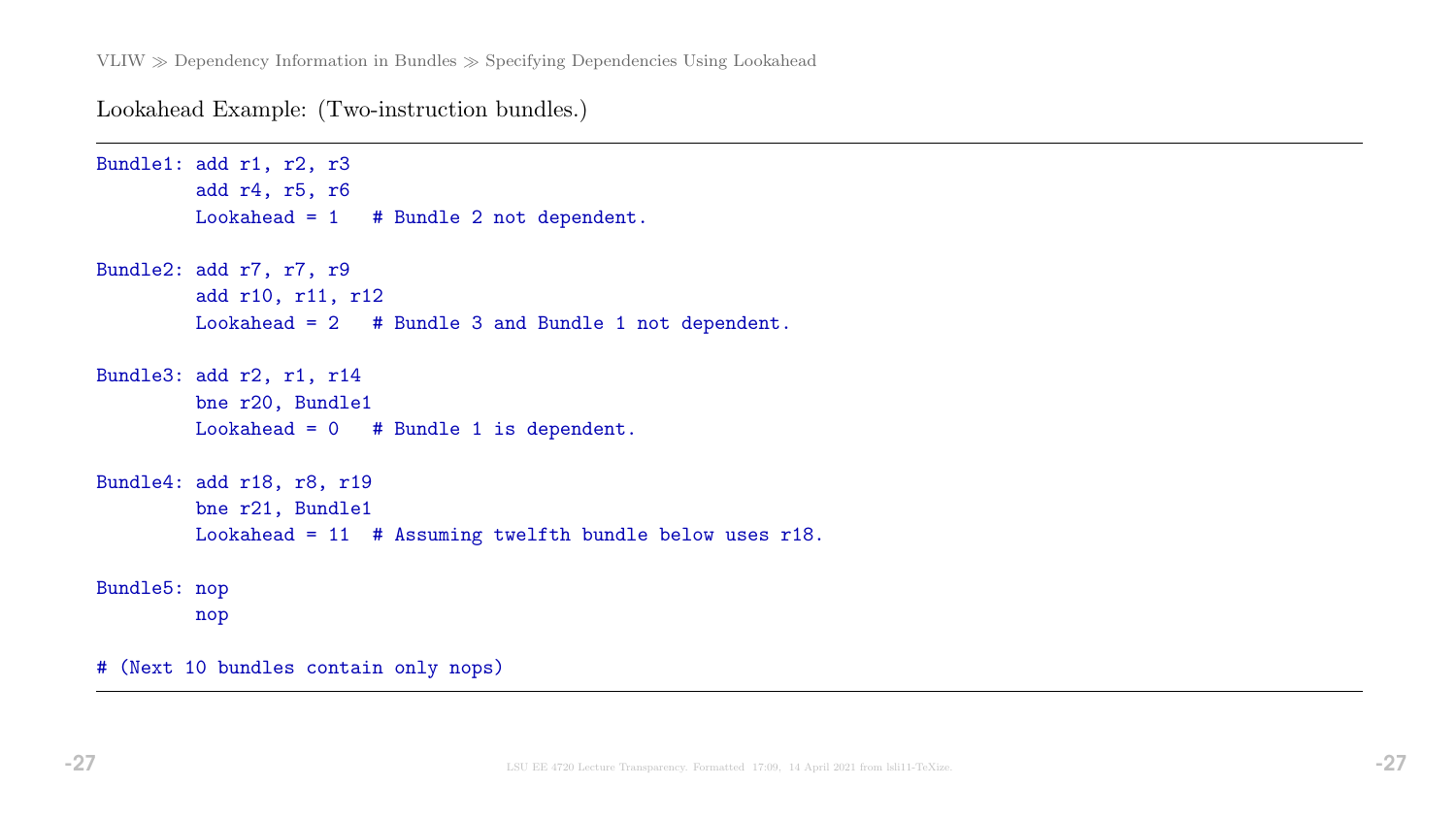Lookahead Example: (Two-instruction bundles.)

```
Bundle1: add r1, r2, r3
         add r4, r5, r6
         Lookahead = 1   # Bundle 2 not dependent.

Bundle2: add r7, r7, r9
         add r10, r11, r12
         Lookahead = 2   # Bundle 3 and Bundle 1 not dependent.

Bundle3: add r2, r1, r14
         bne r20, Bundle1
         Lookahead = 0   # Bundle 1 is dependent.

Bundle4: add r18, r8, r19
         bne r21, Bundle1
         Lookahead = 11  # Assuming twelfth bundle below uses r18.

Bundle5: nop
         nop

# (Next 10 bundles contain only nops)
```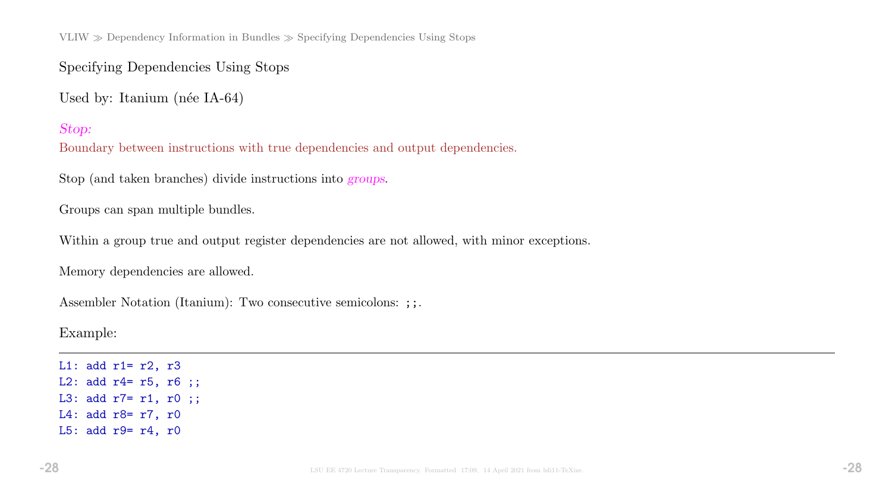## Specifying Dependencies Using Stops

Used by: Itanium (née IA-64)

*Stop:*
Boundary between instructions with true dependencies and output dependencies.

Stop (and taken branches) divide instructions into *groups*.

Groups can span multiple bundles.

Within a group true and output register dependencies are not allowed, with minor exceptions.

Memory dependencies are allowed.

Assembler Notation (Itanium): Two consecutive semicolons: `;;`.

Example:

```
L1: add r1= r2, r3
L2: add r4= r5, r6 ;;
L3: add r7= r1, r0 ;;
L4: add r8= r7, r0
L5: add r9= r4, r0
```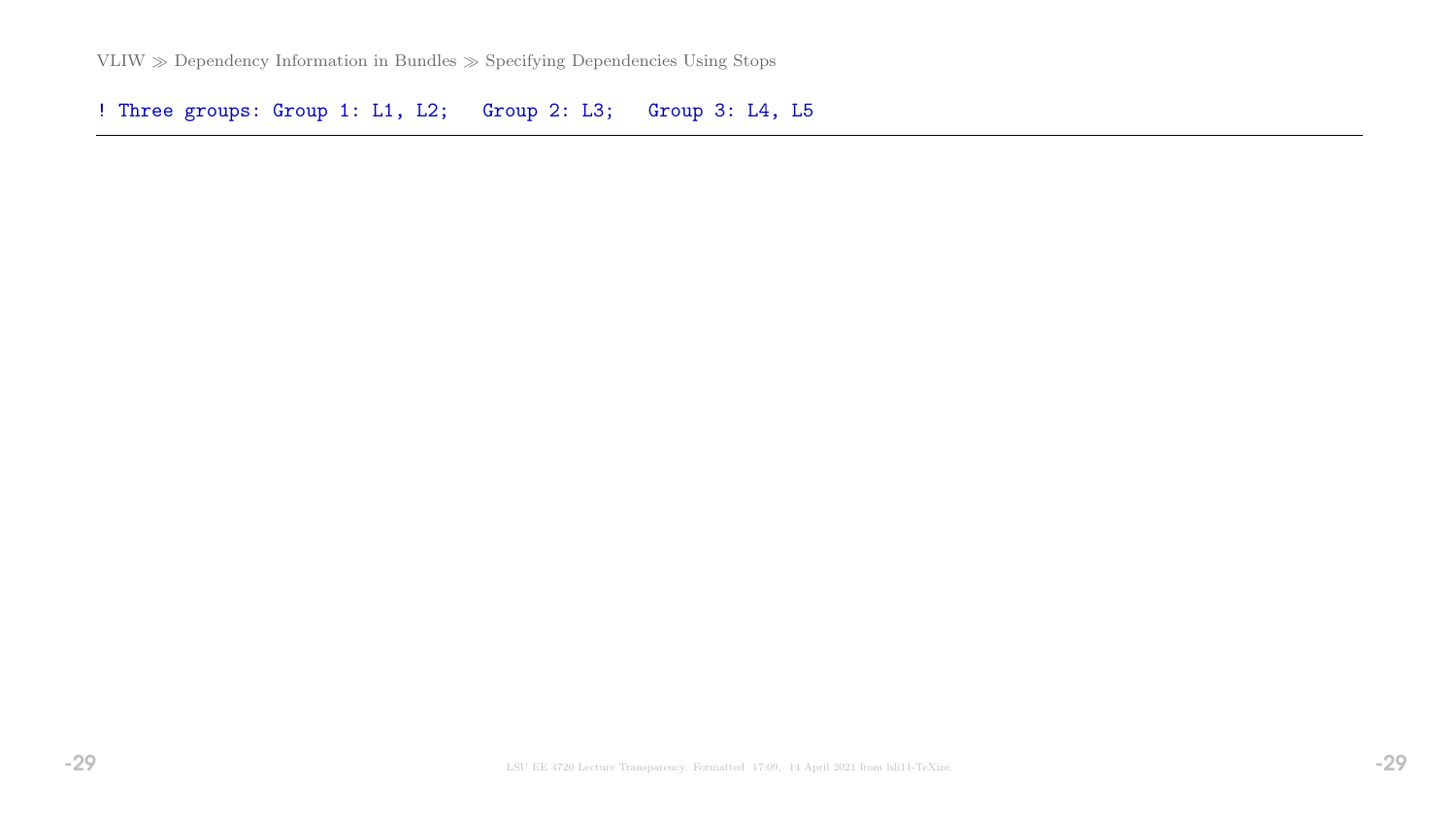VLIW ≫ Dependency Information in Bundles ≫ Specifying Dependencies Using Stops

```
! Three groups: Group 1: L1, L2;   Group 2: L3;   Group 3: L4, L5
```

---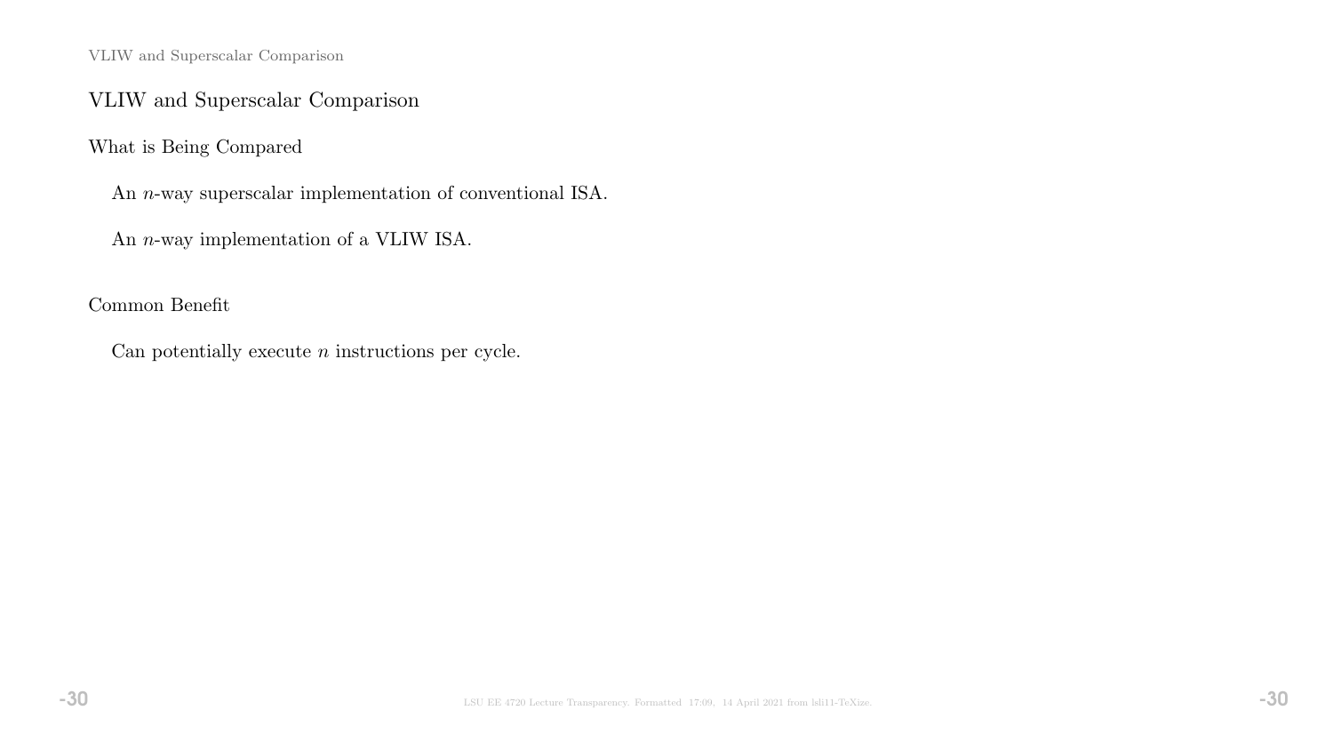## VLIW and Superscalar Comparison

### What is Being Compared

An $n$-way superscalar implementation of conventional ISA.

An $n$-way implementation of a VLIW ISA.

### Common Benefit

Can potentially execute $n$ instructions per cycle.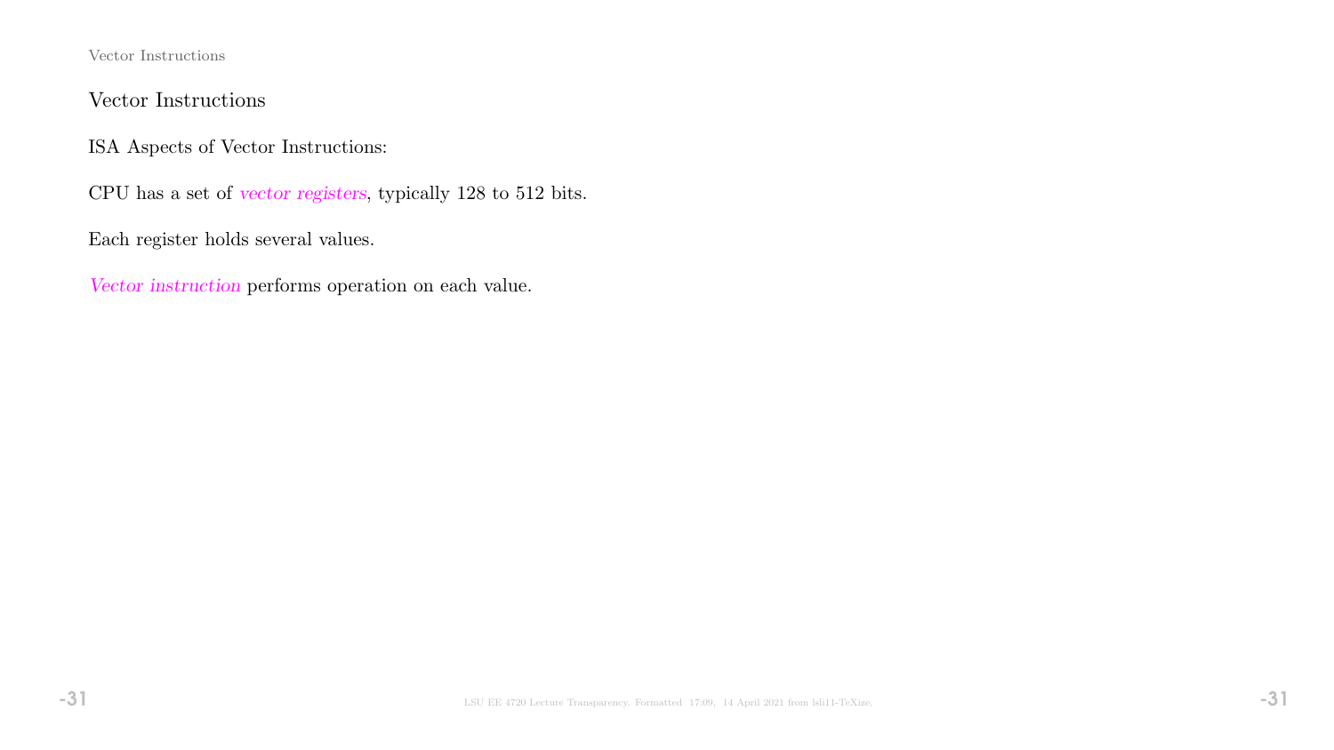## Vector Instructions

ISA Aspects of Vector Instructions:

CPU has a set of *vector registers*, typically 128 to 512 bits.

Each register holds several values.

*Vector instruction* performs operation on each value.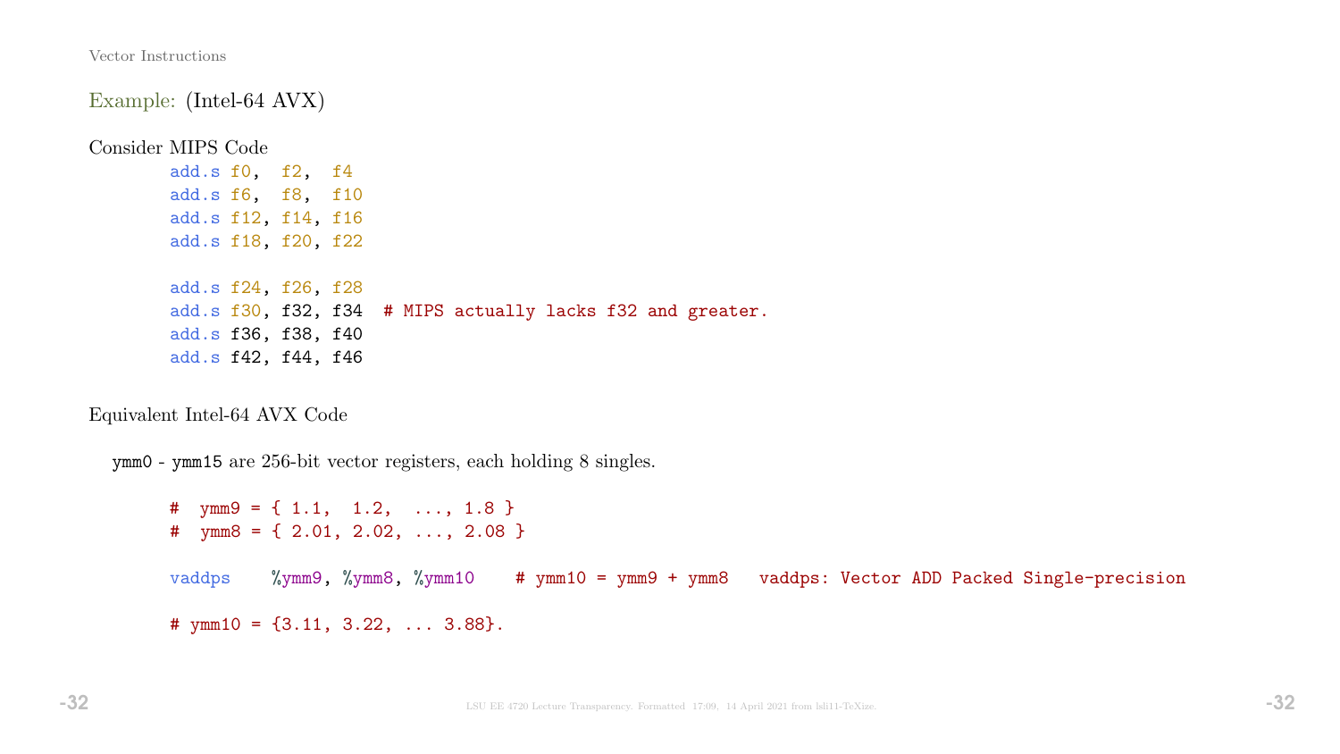## Example: (Intel-64 AVX)

Consider MIPS Code

```
        add.s f0,  f2,  f4
        add.s f6,  f8,  f10
        add.s f12, f14, f16
        add.s f18, f20, f22

        add.s f24, f26, f28
        add.s f30, f32, f34  # MIPS actually lacks f32 and greater.
        add.s f36, f38, f40
        add.s f42, f44, f46
```

Equivalent Intel-64 AVX Code

ymm0 - ymm15 are 256-bit vector registers, each holding 8 singles.

```
        #  ymm9 = { 1.1,  1.2,  ..., 1.8 }
        #  ymm8 = { 2.01, 2.02, ..., 2.08 }

        vaddps    %ymm9, %ymm8, %ymm10    # ymm10 = ymm9 + ymm8   vaddps: Vector ADD Packed Single-precision

        # ymm10 = {3.11, 3.22, ... 3.88}.
```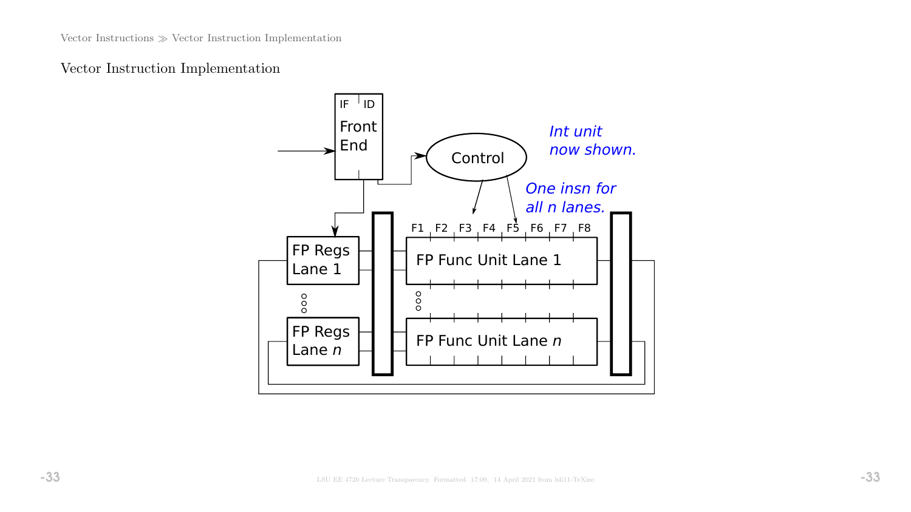## Vector Instruction Implementation

IF ID

Front End

Control

*Int unit now shown.*

*One insn for all n lanes.*

F1 F2 F3 F4 F5 F6 F7 F8

FP Regs Lane 1

FP Func Unit Lane 1

FP Regs Lane *n*

FP Func Unit Lane *n*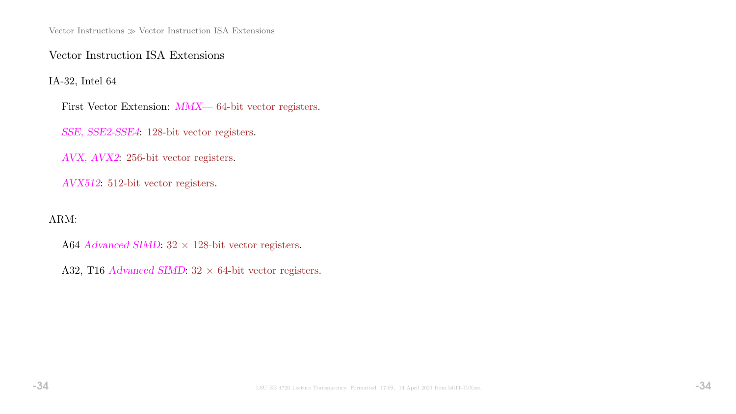## Vector Instruction ISA Extensions

IA-32, Intel 64

First Vector Extension: *MMX*— 64-bit vector registers.

*SSE, SSE2-SSE4*: 128-bit vector registers.

*AVX, AVX2*: 256-bit vector registers.

*AVX512*: 512-bit vector registers.

ARM:

A64 *Advanced SIMD*: 32 × 128-bit vector registers.

A32, T16 *Advanced SIMD*: 32 × 64-bit vector registers.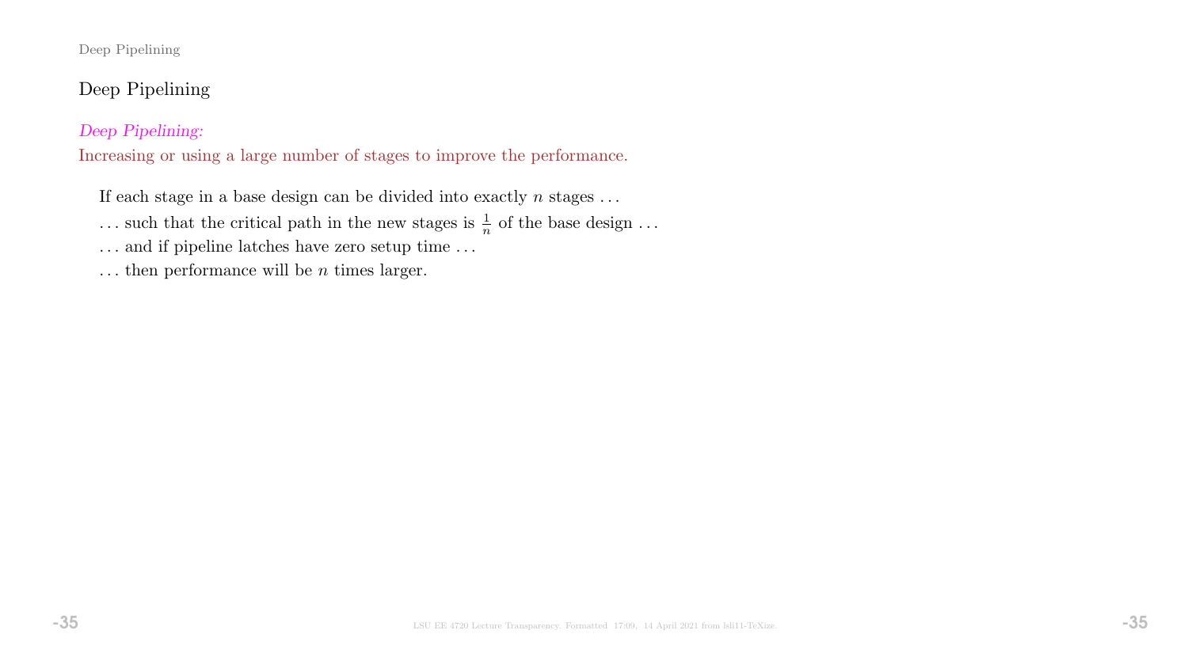## Deep Pipelining

*Deep Pipelining:*
Increasing or using a large number of stages to improve the performance.

If each stage in a base design can be divided into exactly $n$ stages ...

... such that the critical path in the new stages is $\frac{1}{n}$ of the base design ...

... and if pipeline latches have zero setup time ...

... then performance will be $n$ times larger.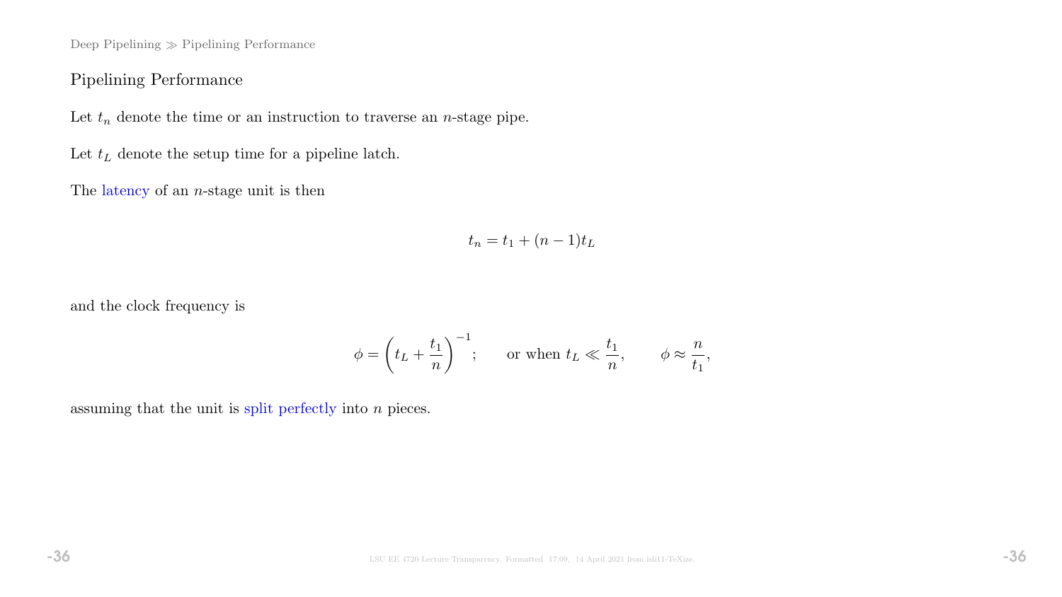## Pipelining Performance

Let $t_n$ denote the time or an instruction to traverse an $n$-stage pipe.

Let $t_L$ denote the setup time for a pipeline latch.

The latency of an $n$-stage unit is then

$$t_n = t_1 + (n-1)t_L$$

and the clock frequency is

$$\phi = \left(t_L + \frac{t_1}{n}\right)^{-1}; \qquad \text{or when } t_L \ll \frac{t_1}{n}, \qquad \phi \approx \frac{n}{t_1},$$

assuming that the unit is split perfectly into $n$ pieces.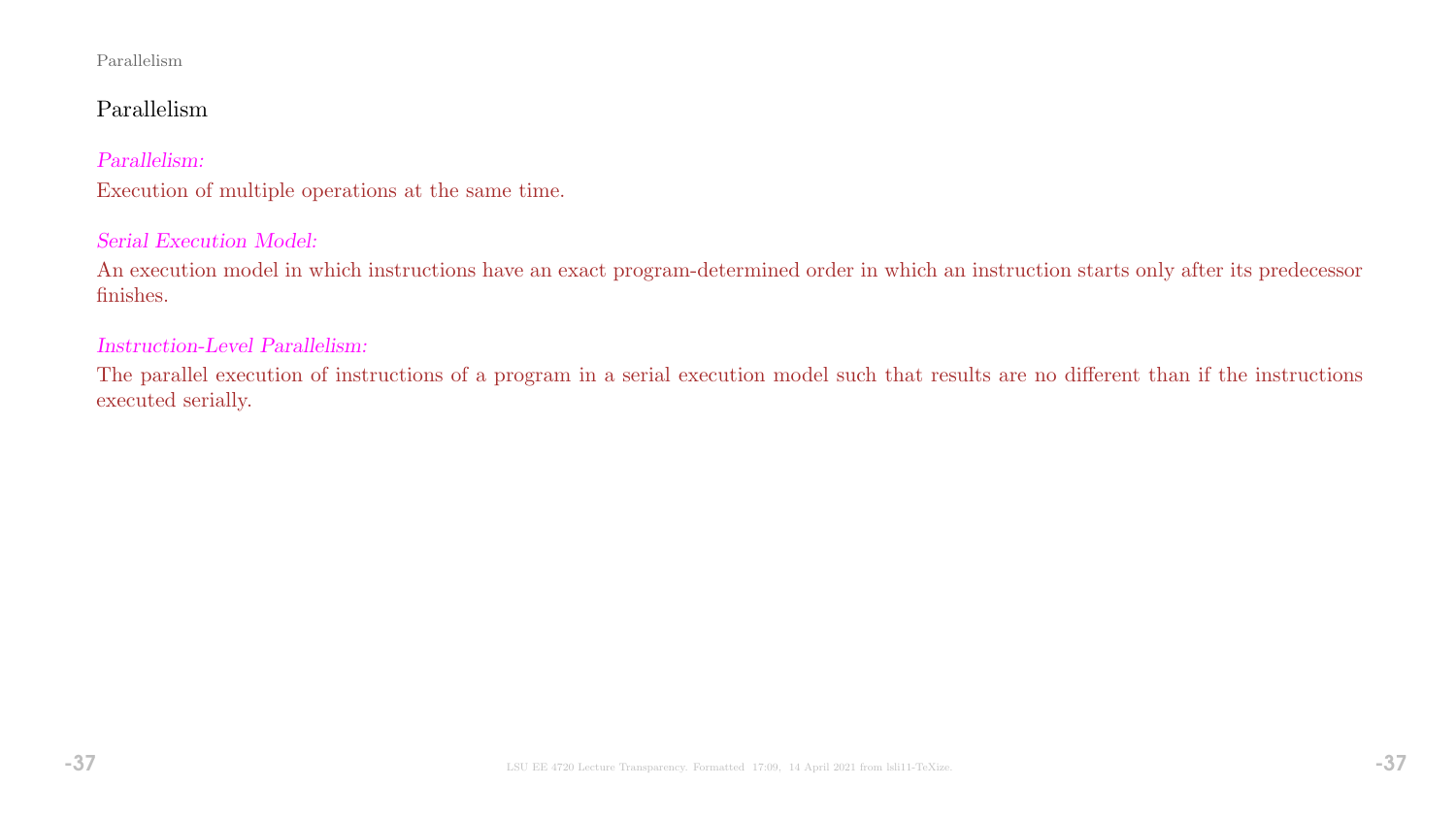## Parallelism

*Parallelism:*

Execution of multiple operations at the same time.

*Serial Execution Model:*

An execution model in which instructions have an exact program-determined order in which an instruction starts only after its predecessor finishes.

*Instruction-Level Parallelism:*

The parallel execution of instructions of a program in a serial execution model such that results are no different than if the instructions executed serially.